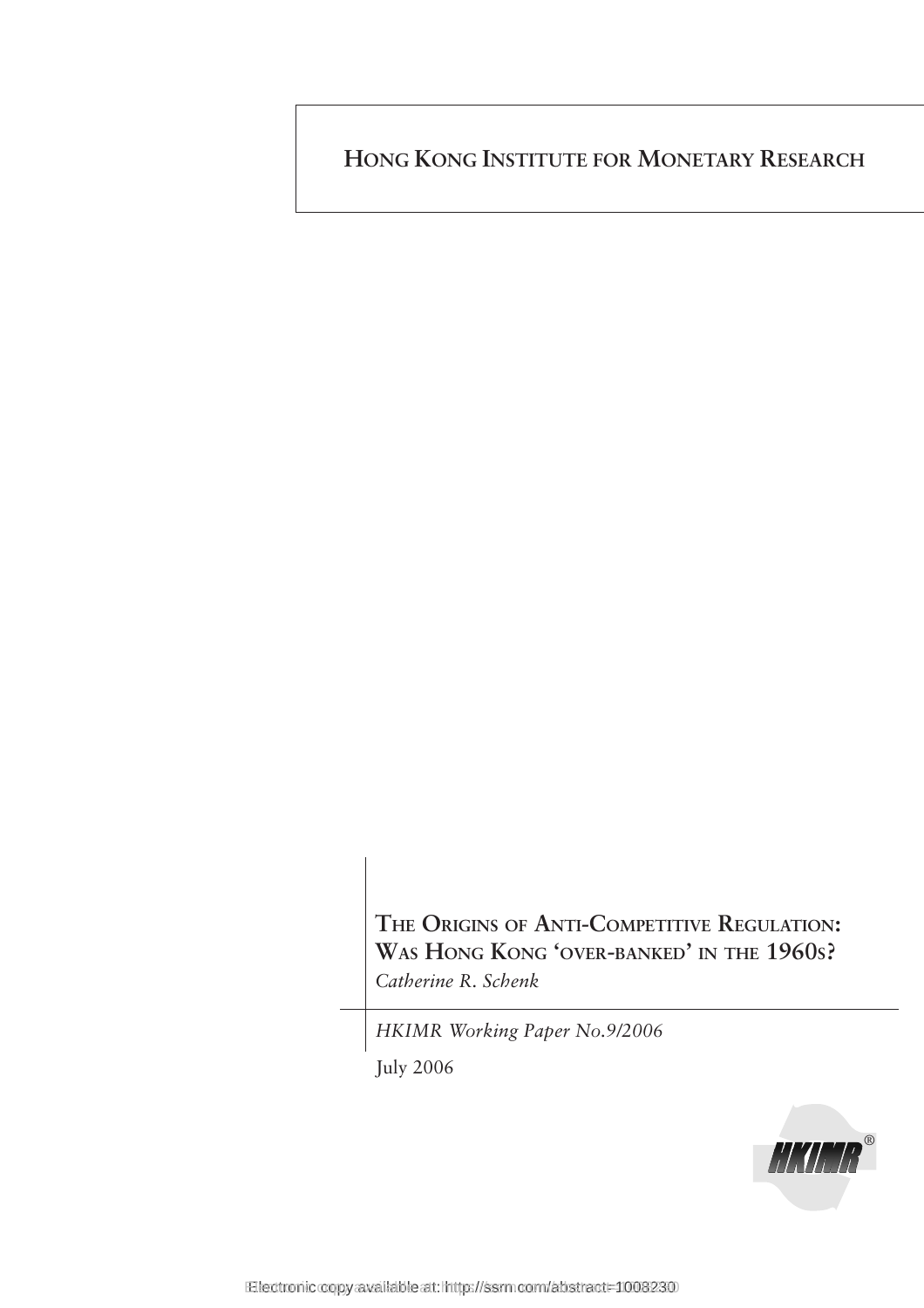# Hong Kong Institute for Monetary Research

## The Origins of Anti-Competitive Regulation: Was Hong Kong 'over-banked' in the 1960s?

*Catherine R. Schenk*

*HKIMR Working Paper No.9/2006*

July 2006

Electronic copy available at: http://ssrn.com/abstract=1008230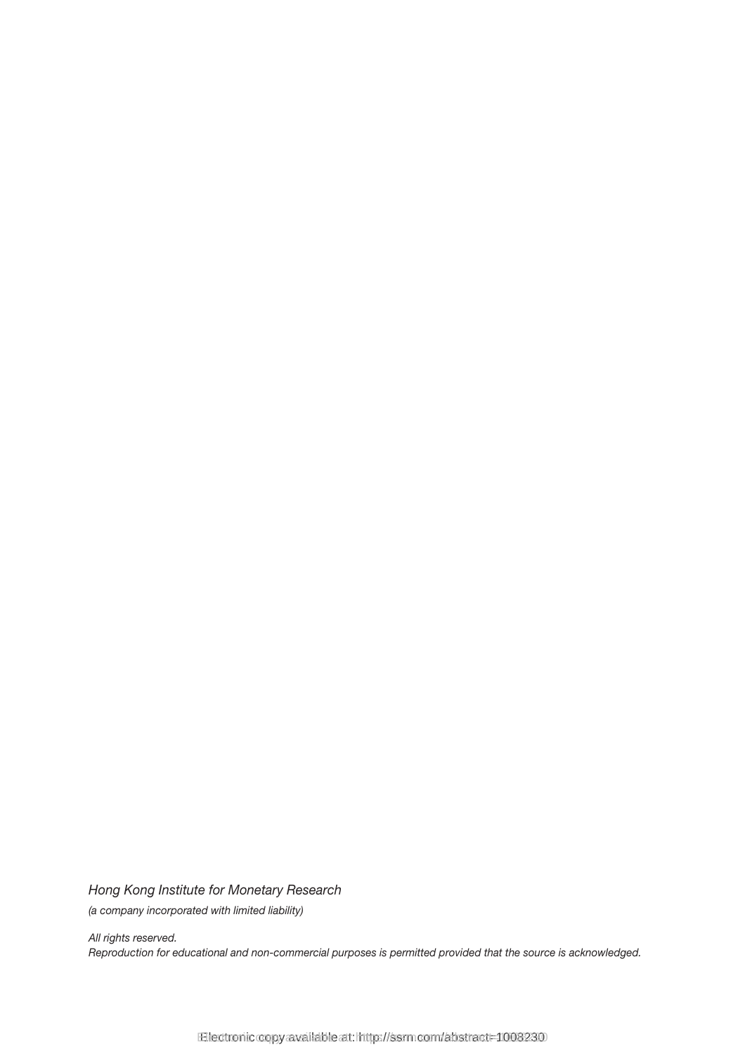*Hong Kong Institute for Monetary Research*

*(a company incorporated with limited liability)*

*All rights reserved.*

*Reproduction for educational and non-commercial purposes is permitted provided that the source is acknowledged.*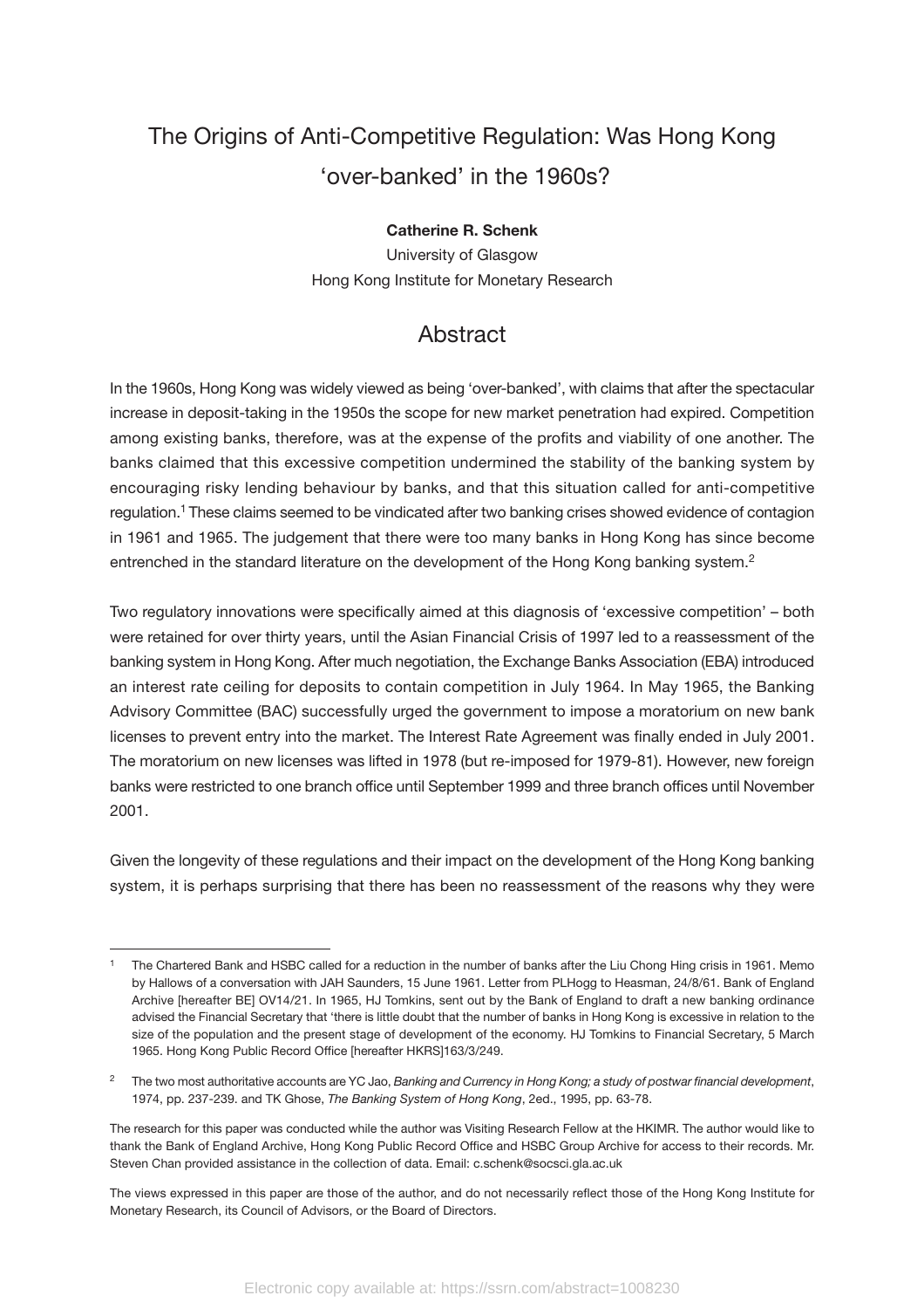# The Origins of Anti-Competitive Regulation: Was Hong Kong 'over-banked' in the 1960s?

**Catherine R. Schenk**
University of Glasgow
Hong Kong Institute for Monetary Research

## Abstract

In the 1960s, Hong Kong was widely viewed as being 'over-banked', with claims that after the spectacular increase in deposit-taking in the 1950s the scope for new market penetration had expired. Competition among existing banks, therefore, was at the expense of the profits and viability of one another. The banks claimed that this excessive competition undermined the stability of the banking system by encouraging risky lending behaviour by banks, and that this situation called for anti-competitive regulation.[1] These claims seemed to be vindicated after two banking crises showed evidence of contagion in 1961 and 1965. The judgement that there were too many banks in Hong Kong has since become entrenched in the standard literature on the development of the Hong Kong banking system.[2]

Two regulatory innovations were specifically aimed at this diagnosis of 'excessive competition' – both were retained for over thirty years, until the Asian Financial Crisis of 1997 led to a reassessment of the banking system in Hong Kong. After much negotiation, the Exchange Banks Association (EBA) introduced an interest rate ceiling for deposits to contain competition in July 1964. In May 1965, the Banking Advisory Committee (BAC) successfully urged the government to impose a moratorium on new bank licenses to prevent entry into the market. The Interest Rate Agreement was finally ended in July 2001. The moratorium on new licenses was lifted in 1978 (but re-imposed for 1979-81). However, new foreign banks were restricted to one branch office until September 1999 and three branch offices until November 2001.

Given the longevity of these regulations and their impact on the development of the Hong Kong banking system, it is perhaps surprising that there has been no reassessment of the reasons why they were

---

[1] The Chartered Bank and HSBC called for a reduction in the number of banks after the Liu Chong Hing crisis in 1961. Memo by Hallows of a conversation with JAH Saunders, 15 June 1961. Letter from PLHogg to Heasman, 24/8/61. Bank of England Archive [hereafter BE] OV14/21. In 1965, HJ Tomkins, sent out by the Bank of England to draft a new banking ordinance advised the Financial Secretary that 'there is little doubt that the number of banks in Hong Kong is excessive in relation to the size of the population and the present stage of development of the economy. HJ Tomkins to Financial Secretary, 5 March 1965. Hong Kong Public Record Office [hereafter HKRS]163/3/249.

[2] The two most authoritative accounts are YC Jao, *Banking and Currency in Hong Kong; a study of postwar financial development*, 1974, pp. 237-239. and TK Ghose, *The Banking System of Hong Kong*, 2ed., 1995, pp. 63-78.

The research for this paper was conducted while the author was Visiting Research Fellow at the HKIMR. The author would like to thank the Bank of England Archive, Hong Kong Public Record Office and HSBC Group Archive for access to their records. Mr. Steven Chan provided assistance in the collection of data. Email: c.schenk@socsci.gla.ac.uk

The views expressed in this paper are those of the author, and do not necessarily reflect those of the Hong Kong Institute for Monetary Research, its Council of Advisors, or the Board of Directors.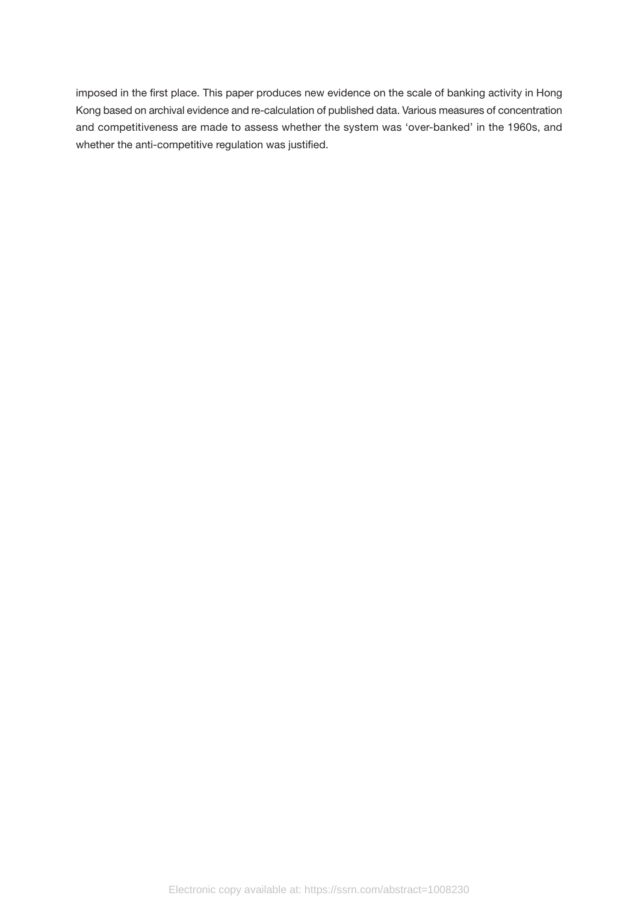imposed in the first place. This paper produces new evidence on the scale of banking activity in Hong Kong based on archival evidence and re-calculation of published data. Various measures of concentration and competitiveness are made to assess whether the system was 'over-banked' in the 1960s, and whether the anti-competitive regulation was justified.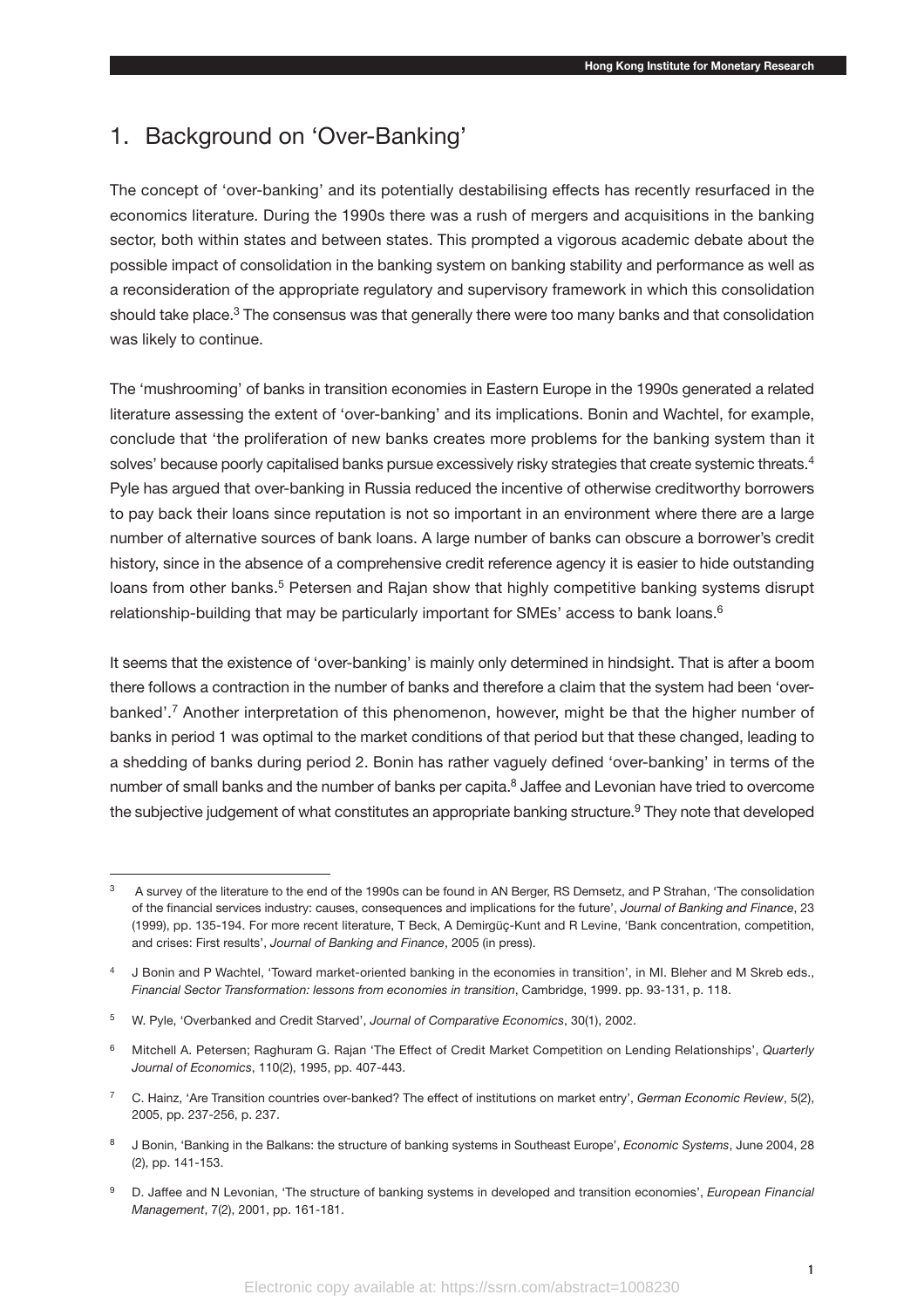# 1. Background on 'Over-Banking'

The concept of 'over-banking' and its potentially destabilising effects has recently resurfaced in the economics literature. During the 1990s there was a rush of mergers and acquisitions in the banking sector, both within states and between states. This prompted a vigorous academic debate about the possible impact of consolidation in the banking system on banking stability and performance as well as a reconsideration of the appropriate regulatory and supervisory framework in which this consolidation should take place.[3] The consensus was that generally there were too many banks and that consolidation was likely to continue.

The 'mushrooming' of banks in transition economies in Eastern Europe in the 1990s generated a related literature assessing the extent of 'over-banking' and its implications. Bonin and Wachtel, for example, conclude that 'the proliferation of new banks creates more problems for the banking system than it solves' because poorly capitalised banks pursue excessively risky strategies that create systemic threats.[4] Pyle has argued that over-banking in Russia reduced the incentive of otherwise creditworthy borrowers to pay back their loans since reputation is not so important in an environment where there are a large number of alternative sources of bank loans. A large number of banks can obscure a borrower's credit history, since in the absence of a comprehensive credit reference agency it is easier to hide outstanding loans from other banks.[5] Petersen and Rajan show that highly competitive banking systems disrupt relationship-building that may be particularly important for SMEs' access to bank loans.[6]

It seems that the existence of 'over-banking' is mainly only determined in hindsight. That is after a boom there follows a contraction in the number of banks and therefore a claim that the system had been 'over-banked'.[7] Another interpretation of this phenomenon, however, might be that the higher number of banks in period 1 was optimal to the market conditions of that period but that these changed, leading to a shedding of banks during period 2. Bonin has rather vaguely defined 'over-banking' in terms of the number of small banks and the number of banks per capita.[8] Jaffee and Levonian have tried to overcome the subjective judgement of what constitutes an appropriate banking structure.[9] They note that developed

---

[3] A survey of the literature to the end of the 1990s can be found in AN Berger, RS Demsetz, and P Strahan, 'The consolidation of the financial services industry: causes, consequences and implications for the future', *Journal of Banking and Finance*, 23 (1999), pp. 135-194. For more recent literature, T Beck, A Demirgüç-Kunt and R Levine, 'Bank concentration, competition, and crises: First results', *Journal of Banking and Finance*, 2005 (in press).

[4] J Bonin and P Wachtel, 'Toward market-oriented banking in the economies in transition', in MI. Bleher and M Skreb eds., *Financial Sector Transformation: lessons from economies in transition*, Cambridge, 1999. pp. 93-131, p. 118.

[5] W. Pyle, 'Overbanked and Credit Starved', *Journal of Comparative Economics*, 30(1), 2002.

[6] Mitchell A. Petersen; Raghuram G. Rajan 'The Effect of Credit Market Competition on Lending Relationships', *Quarterly Journal of Economics*, 110(2), 1995, pp. 407-443.

[7] C. Hainz, 'Are Transition countries over-banked? The effect of institutions on market entry', *German Economic Review*, 5(2), 2005, pp. 237-256, p. 237.

[8] J Bonin, 'Banking in the Balkans: the structure of banking systems in Southeast Europe', *Economic Systems*, June 2004, 28 (2), pp. 141-153.

[9] D. Jaffee and N Levonian, 'The structure of banking systems in developed and transition economies', *European Financial Management*, 7(2), 2001, pp. 161-181.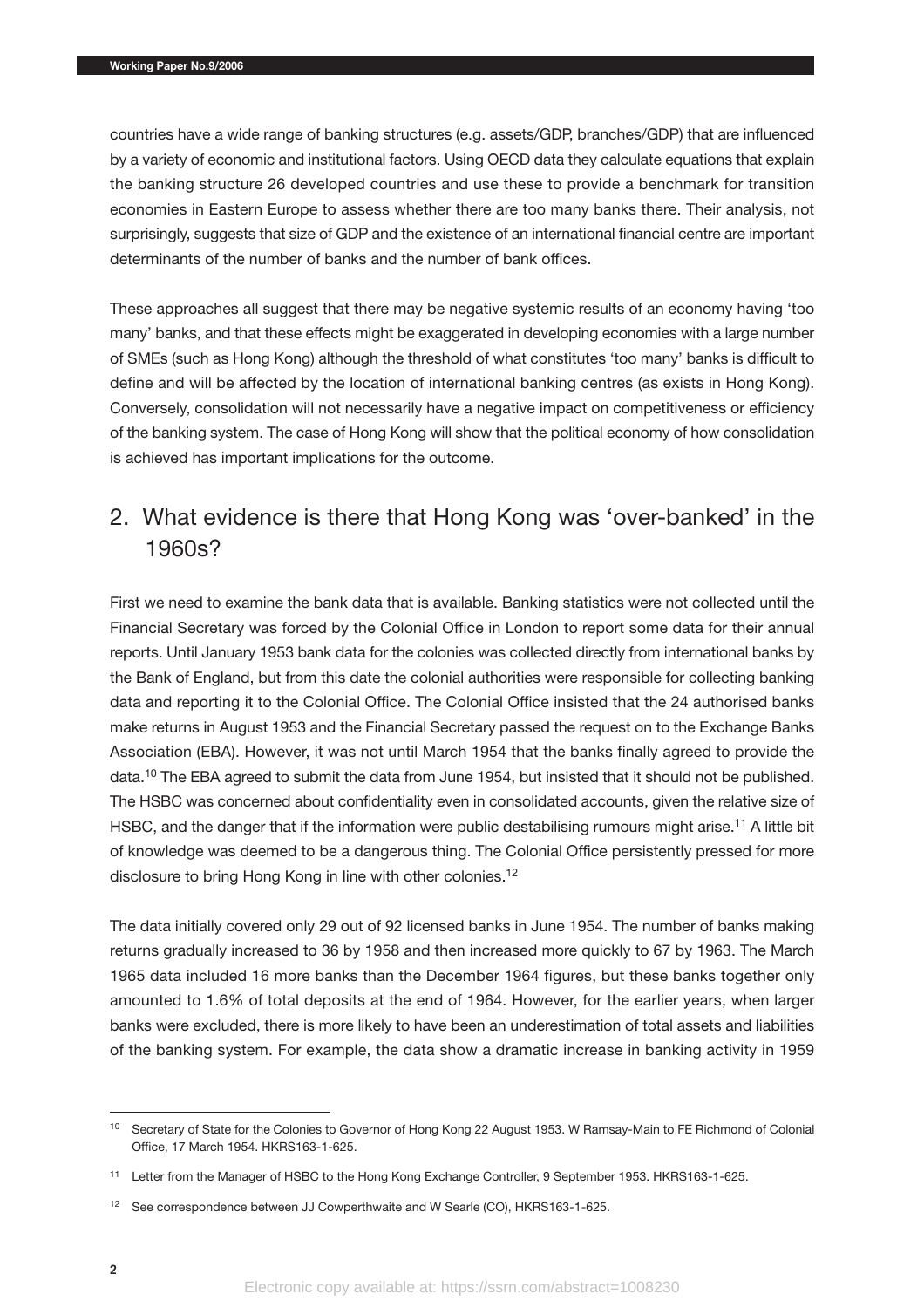countries have a wide range of banking structures (e.g. assets/GDP, branches/GDP) that are influenced by a variety of economic and institutional factors. Using OECD data they calculate equations that explain the banking structure 26 developed countries and use these to provide a benchmark for transition economies in Eastern Europe to assess whether there are too many banks there. Their analysis, not surprisingly, suggests that size of GDP and the existence of an international financial centre are important determinants of the number of banks and the number of bank offices.

These approaches all suggest that there may be negative systemic results of an economy having 'too many' banks, and that these effects might be exaggerated in developing economies with a large number of SMEs (such as Hong Kong) although the threshold of what constitutes 'too many' banks is difficult to define and will be affected by the location of international banking centres (as exists in Hong Kong). Conversely, consolidation will not necessarily have a negative impact on competitiveness or efficiency of the banking system. The case of Hong Kong will show that the political economy of how consolidation is achieved has important implications for the outcome.

## 2. What evidence is there that Hong Kong was 'over-banked' in the 1960s?

First we need to examine the bank data that is available. Banking statistics were not collected until the Financial Secretary was forced by the Colonial Office in London to report some data for their annual reports. Until January 1953 bank data for the colonies was collected directly from international banks by the Bank of England, but from this date the colonial authorities were responsible for collecting banking data and reporting it to the Colonial Office. The Colonial Office insisted that the 24 authorised banks make returns in August 1953 and the Financial Secretary passed the request on to the Exchange Banks Association (EBA). However, it was not until March 1954 that the banks finally agreed to provide the data.[10] The EBA agreed to submit the data from June 1954, but insisted that it should not be published. The HSBC was concerned about confidentiality even in consolidated accounts, given the relative size of HSBC, and the danger that if the information were public destabilising rumours might arise.[11] A little bit of knowledge was deemed to be a dangerous thing. The Colonial Office persistently pressed for more disclosure to bring Hong Kong in line with other colonies.[12]

The data initially covered only 29 out of 92 licensed banks in June 1954. The number of banks making returns gradually increased to 36 by 1958 and then increased more quickly to 67 by 1963. The March 1965 data included 16 more banks than the December 1964 figures, but these banks together only amounted to 1.6% of total deposits at the end of 1964. However, for the earlier years, when larger banks were excluded, there is more likely to have been an underestimation of total assets and liabilities of the banking system. For example, the data show a dramatic increase in banking activity in 1959

---

[10] Secretary of State for the Colonies to Governor of Hong Kong 22 August 1953. W Ramsay-Main to FE Richmond of Colonial Office, 17 March 1954. HKRS163-1-625.

[11] Letter from the Manager of HSBC to the Hong Kong Exchange Controller, 9 September 1953. HKRS163-1-625.

[12] See correspondence between JJ Cowperthwaite and W Searle (CO), HKRS163-1-625.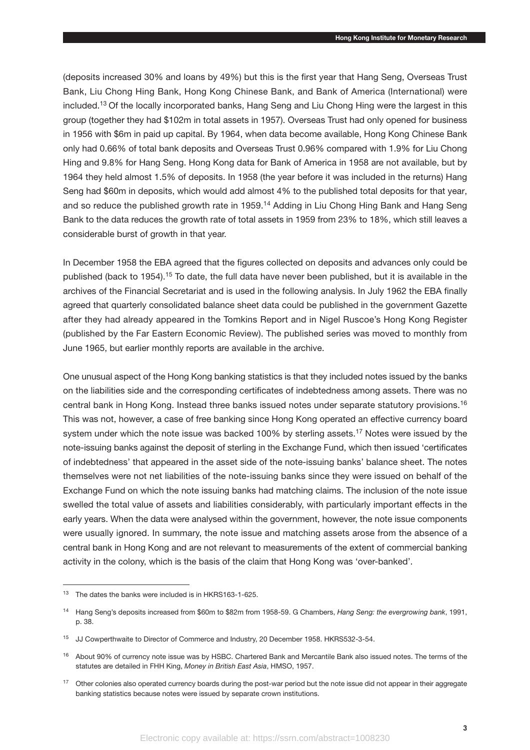(deposits increased 30% and loans by 49%) but this is the first year that Hang Seng, Overseas Trust Bank, Liu Chong Hing Bank, Hong Kong Chinese Bank, and Bank of America (International) were included.[13] Of the locally incorporated banks, Hang Seng and Liu Chong Hing were the largest in this group (together they had $102m in total assets in 1957). Overseas Trust had only opened for business in 1956 with $6m in paid up capital. By 1964, when data become available, Hong Kong Chinese Bank only had 0.66% of total bank deposits and Overseas Trust 0.96% compared with 1.9% for Liu Chong Hing and 9.8% for Hang Seng. Hong Kong data for Bank of America in 1958 are not available, but by 1964 they held almost 1.5% of deposits. In 1958 (the year before it was included in the returns) Hang Seng had $60m in deposits, which would add almost 4% to the published total deposits for that year, and so reduce the published growth rate in 1959.[14] Adding in Liu Chong Hing Bank and Hang Seng Bank to the data reduces the growth rate of total assets in 1959 from 23% to 18%, which still leaves a considerable burst of growth in that year.

In December 1958 the EBA agreed that the figures collected on deposits and advances only could be published (back to 1954).[15] To date, the full data have never been published, but it is available in the archives of the Financial Secretariat and is used in the following analysis. In July 1962 the EBA finally agreed that quarterly consolidated balance sheet data could be published in the government Gazette after they had already appeared in the Tomkins Report and in Nigel Ruscoe's Hong Kong Register (published by the Far Eastern Economic Review). The published series was moved to monthly from June 1965, but earlier monthly reports are available in the archive.

One unusual aspect of the Hong Kong banking statistics is that they included notes issued by the banks on the liabilities side and the corresponding certificates of indebtedness among assets. There was no central bank in Hong Kong. Instead three banks issued notes under separate statutory provisions.[16] This was not, however, a case of free banking since Hong Kong operated an effective currency board system under which the note issue was backed 100% by sterling assets.[17] Notes were issued by the note-issuing banks against the deposit of sterling in the Exchange Fund, which then issued 'certificates of indebtedness' that appeared in the asset side of the note-issuing banks' balance sheet. The notes themselves were not net liabilities of the note-issuing banks since they were issued on behalf of the Exchange Fund on which the note issuing banks had matching claims. The inclusion of the note issue swelled the total value of assets and liabilities considerably, with particularly important effects in the early years. When the data were analysed within the government, however, the note issue components were usually ignored. In summary, the note issue and matching assets arose from the absence of a central bank in Hong Kong and are not relevant to measurements of the extent of commercial banking activity in the colony, which is the basis of the claim that Hong Kong was 'over-banked'.

---

[13] The dates the banks were included is in HKRS163-1-625.

[14] Hang Seng's deposits increased from $60m to $82m from 1958-59. G Chambers, *Hang Seng: the evergrowing bank*, 1991, p. 38.

[15] JJ Cowperthwaite to Director of Commerce and Industry, 20 December 1958. HKRS532-3-54.

[16] About 90% of currency note issue was by HSBC. Chartered Bank and Mercantile Bank also issued notes. The terms of the statutes are detailed in FHH King, *Money in British East Asia*, HMSO, 1957.

[17] Other colonies also operated currency boards during the post-war period but the note issue did not appear in their aggregate banking statistics because notes were issued by separate crown institutions.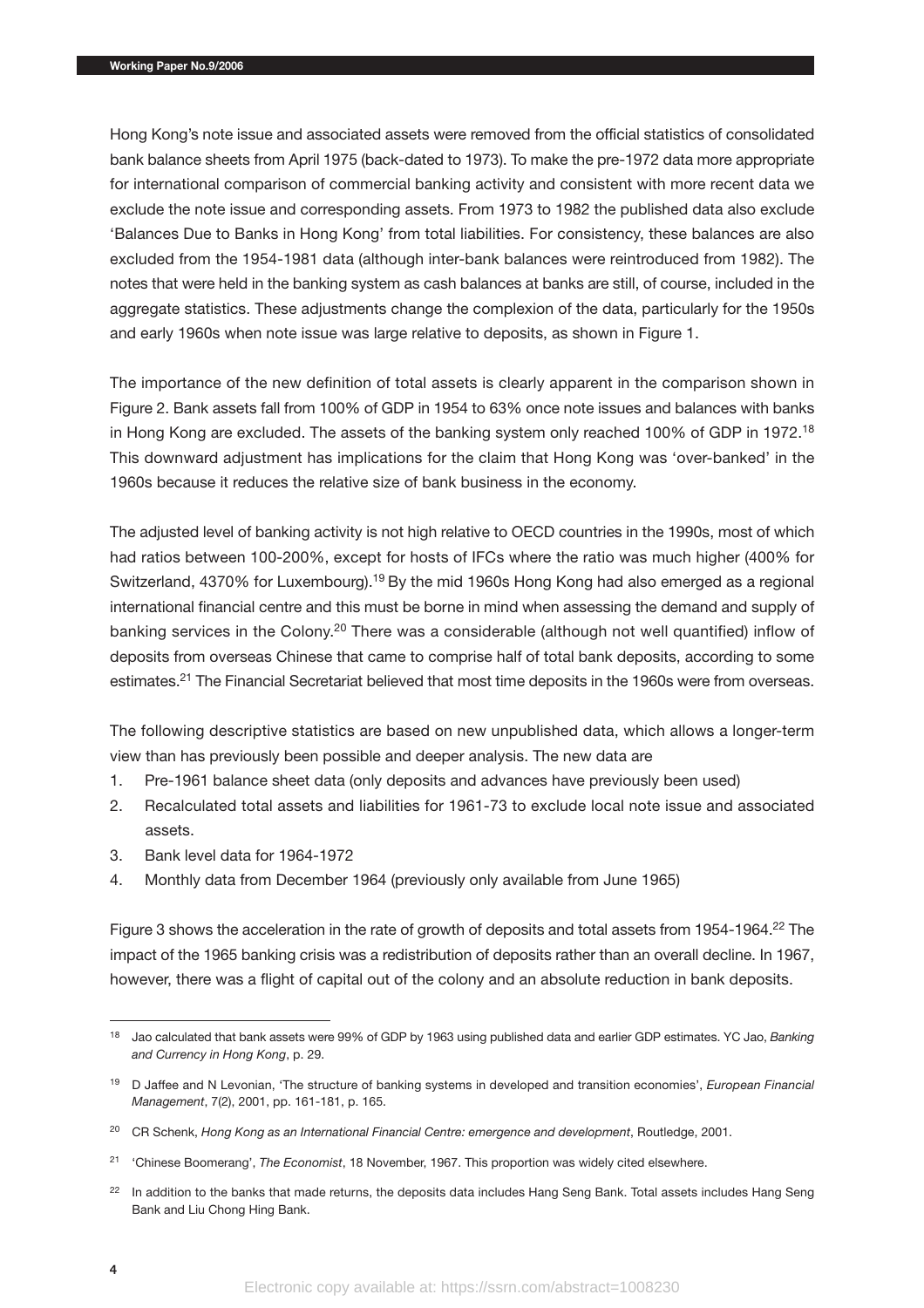Hong Kong's note issue and associated assets were removed from the official statistics of consolidated bank balance sheets from April 1975 (back-dated to 1973). To make the pre-1972 data more appropriate for international comparison of commercial banking activity and consistent with more recent data we exclude the note issue and corresponding assets. From 1973 to 1982 the published data also exclude 'Balances Due to Banks in Hong Kong' from total liabilities. For consistency, these balances are also excluded from the 1954-1981 data (although inter-bank balances were reintroduced from 1982). The notes that were held in the banking system as cash balances at banks are still, of course, included in the aggregate statistics. These adjustments change the complexion of the data, particularly for the 1950s and early 1960s when note issue was large relative to deposits, as shown in Figure 1.

The importance of the new definition of total assets is clearly apparent in the comparison shown in Figure 2. Bank assets fall from 100% of GDP in 1954 to 63% once note issues and balances with banks in Hong Kong are excluded. The assets of the banking system only reached 100% of GDP in 1972.[18] This downward adjustment has implications for the claim that Hong Kong was 'over-banked' in the 1960s because it reduces the relative size of bank business in the economy.

The adjusted level of banking activity is not high relative to OECD countries in the 1990s, most of which had ratios between 100-200%, except for hosts of IFCs where the ratio was much higher (400% for Switzerland, 4370% for Luxembourg).[19] By the mid 1960s Hong Kong had also emerged as a regional international financial centre and this must be borne in mind when assessing the demand and supply of banking services in the Colony.[20] There was a considerable (although not well quantified) inflow of deposits from overseas Chinese that came to comprise half of total bank deposits, according to some estimates.[21] The Financial Secretariat believed that most time deposits in the 1960s were from overseas.

The following descriptive statistics are based on new unpublished data, which allows a longer-term view than has previously been possible and deeper analysis. The new data are

1. Pre-1961 balance sheet data (only deposits and advances have previously been used)
2. Recalculated total assets and liabilities for 1961-73 to exclude local note issue and associated assets.
3. Bank level data for 1964-1972
4. Monthly data from December 1964 (previously only available from June 1965)

Figure 3 shows the acceleration in the rate of growth of deposits and total assets from 1954-1964.[22] The impact of the 1965 banking crisis was a redistribution of deposits rather than an overall decline. In 1967, however, there was a flight of capital out of the colony and an absolute reduction in bank deposits.

---

[18] Jao calculated that bank assets were 99% of GDP by 1963 using published data and earlier GDP estimates. YC Jao, *Banking and Currency in Hong Kong*, p. 29.

[19] D Jaffee and N Levonian, 'The structure of banking systems in developed and transition economies', *European Financial Management*, 7(2), 2001, pp. 161-181, p. 165.

[20] CR Schenk, *Hong Kong as an International Financial Centre: emergence and development*, Routledge, 2001.

[21] 'Chinese Boomerang', *The Economist*, 18 November, 1967. This proportion was widely cited elsewhere.

[22] In addition to the banks that made returns, the deposits data includes Hang Seng Bank. Total assets includes Hang Seng Bank and Liu Chong Hing Bank.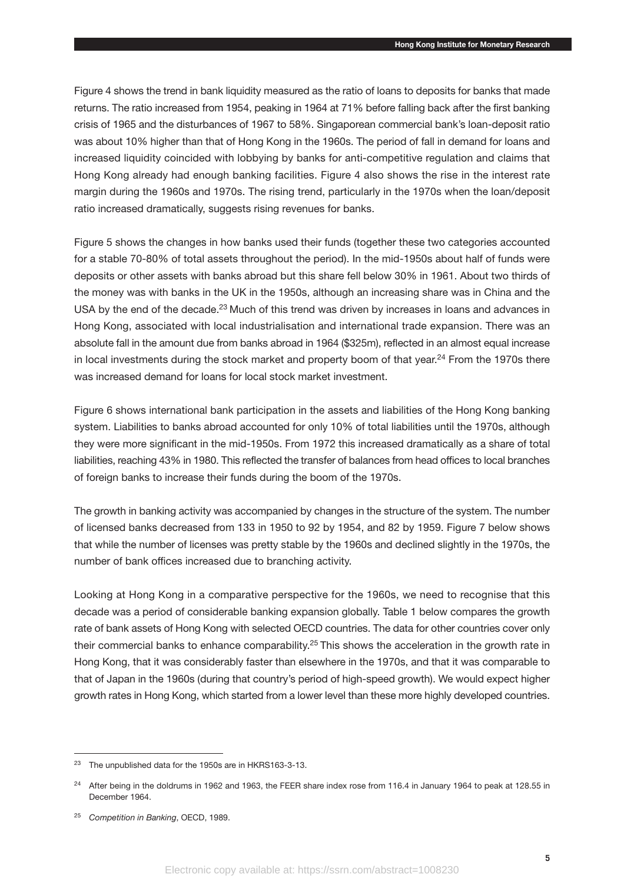Figure 4 shows the trend in bank liquidity measured as the ratio of loans to deposits for banks that made returns. The ratio increased from 1954, peaking in 1964 at 71% before falling back after the first banking crisis of 1965 and the disturbances of 1967 to 58%. Singaporean commercial bank's loan-deposit ratio was about 10% higher than that of Hong Kong in the 1960s. The period of fall in demand for loans and increased liquidity coincided with lobbying by banks for anti-competitive regulation and claims that Hong Kong already had enough banking facilities. Figure 4 also shows the rise in the interest rate margin during the 1960s and 1970s. The rising trend, particularly in the 1970s when the loan/deposit ratio increased dramatically, suggests rising revenues for banks.

Figure 5 shows the changes in how banks used their funds (together these two categories accounted for a stable 70-80% of total assets throughout the period). In the mid-1950s about half of funds were deposits or other assets with banks abroad but this share fell below 30% in 1961. About two thirds of the money was with banks in the UK in the 1950s, although an increasing share was in China and the USA by the end of the decade.[23] Much of this trend was driven by increases in loans and advances in Hong Kong, associated with local industrialisation and international trade expansion. There was an absolute fall in the amount due from banks abroad in 1964 ($325m), reflected in an almost equal increase in local investments during the stock market and property boom of that year.[24] From the 1970s there was increased demand for loans for local stock market investment.

Figure 6 shows international bank participation in the assets and liabilities of the Hong Kong banking system. Liabilities to banks abroad accounted for only 10% of total liabilities until the 1970s, although they were more significant in the mid-1950s. From 1972 this increased dramatically as a share of total liabilities, reaching 43% in 1980. This reflected the transfer of balances from head offices to local branches of foreign banks to increase their funds during the boom of the 1970s.

The growth in banking activity was accompanied by changes in the structure of the system. The number of licensed banks decreased from 133 in 1950 to 92 by 1954, and 82 by 1959. Figure 7 below shows that while the number of licenses was pretty stable by the 1960s and declined slightly in the 1970s, the number of bank offices increased due to branching activity.

Looking at Hong Kong in a comparative perspective for the 1960s, we need to recognise that this decade was a period of considerable banking expansion globally. Table 1 below compares the growth rate of bank assets of Hong Kong with selected OECD countries. The data for other countries cover only their commercial banks to enhance comparability.[25] This shows the acceleration in the growth rate in Hong Kong, that it was considerably faster than elsewhere in the 1970s, and that it was comparable to that of Japan in the 1960s (during that country's period of high-speed growth). We would expect higher growth rates in Hong Kong, which started from a lower level than these more highly developed countries.

---

[23] The unpublished data for the 1950s are in HKRS163-3-13.

[24] After being in the doldrums in 1962 and 1963, the FEER share index rose from 116.4 in January 1964 to peak at 128.55 in December 1964.

[25] *Competition in Banking*, OECD, 1989.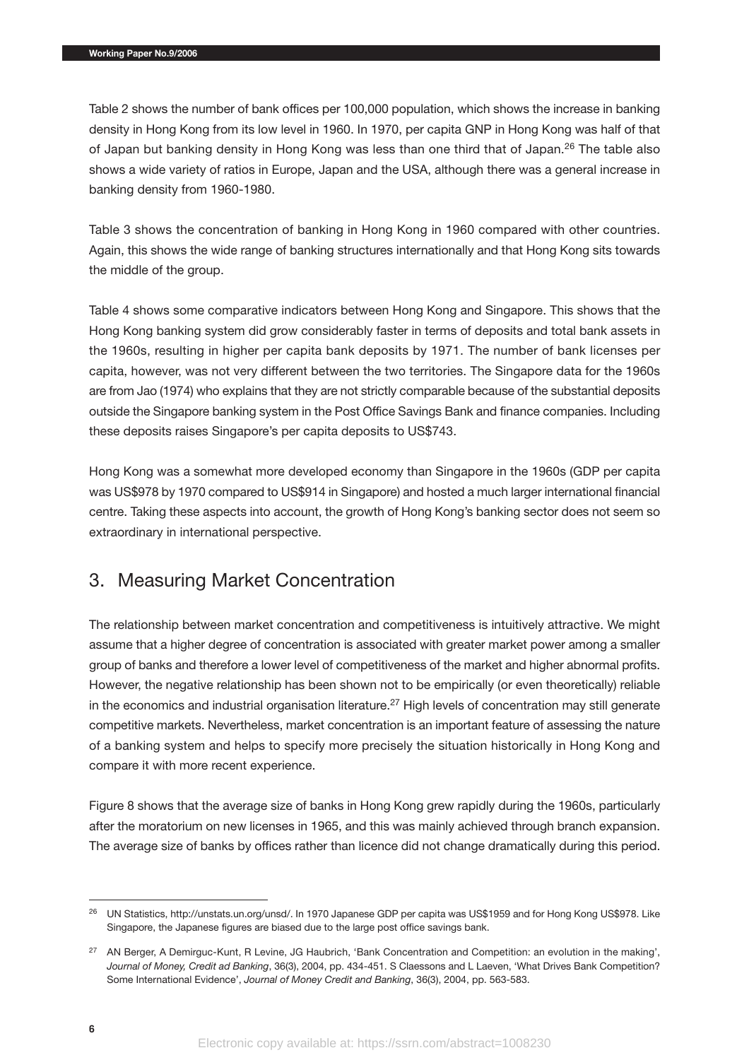Table 2 shows the number of bank offices per 100,000 population, which shows the increase in banking density in Hong Kong from its low level in 1960. In 1970, per capita GNP in Hong Kong was half of that of Japan but banking density in Hong Kong was less than one third that of Japan.[26] The table also shows a wide variety of ratios in Europe, Japan and the USA, although there was a general increase in banking density from 1960-1980.

Table 3 shows the concentration of banking in Hong Kong in 1960 compared with other countries. Again, this shows the wide range of banking structures internationally and that Hong Kong sits towards the middle of the group.

Table 4 shows some comparative indicators between Hong Kong and Singapore. This shows that the Hong Kong banking system did grow considerably faster in terms of deposits and total bank assets in the 1960s, resulting in higher per capita bank deposits by 1971. The number of bank licenses per capita, however, was not very different between the two territories. The Singapore data for the 1960s are from Jao (1974) who explains that they are not strictly comparable because of the substantial deposits outside the Singapore banking system in the Post Office Savings Bank and finance companies. Including these deposits raises Singapore's per capita deposits to US$743.

Hong Kong was a somewhat more developed economy than Singapore in the 1960s (GDP per capita was US$978 by 1970 compared to US$914 in Singapore) and hosted a much larger international financial centre. Taking these aspects into account, the growth of Hong Kong's banking sector does not seem so extraordinary in international perspective.

## 3. Measuring Market Concentration

The relationship between market concentration and competitiveness is intuitively attractive. We might assume that a higher degree of concentration is associated with greater market power among a smaller group of banks and therefore a lower level of competitiveness of the market and higher abnormal profits. However, the negative relationship has been shown not to be empirically (or even theoretically) reliable in the economics and industrial organisation literature.[27] High levels of concentration may still generate competitive markets. Nevertheless, market concentration is an important feature of assessing the nature of a banking system and helps to specify more precisely the situation historically in Hong Kong and compare it with more recent experience.

Figure 8 shows that the average size of banks in Hong Kong grew rapidly during the 1960s, particularly after the moratorium on new licenses in 1965, and this was mainly achieved through branch expansion. The average size of banks by offices rather than licence did not change dramatically during this period.

---

[26] UN Statistics, http://unstats.un.org/unsd/. In 1970 Japanese GDP per capita was US$1959 and for Hong Kong US$978. Like Singapore, the Japanese figures are biased due to the large post office savings bank.

[27] AN Berger, A Demirguc-Kunt, R Levine, JG Haubrich, 'Bank Concentration and Competition: an evolution in the making', *Journal of Money, Credit ad Banking*, 36(3), 2004, pp. 434-451. S Claessons and L Laeven, 'What Drives Bank Competition? Some International Evidence', *Journal of Money Credit and Banking*, 36(3), 2004, pp. 563-583.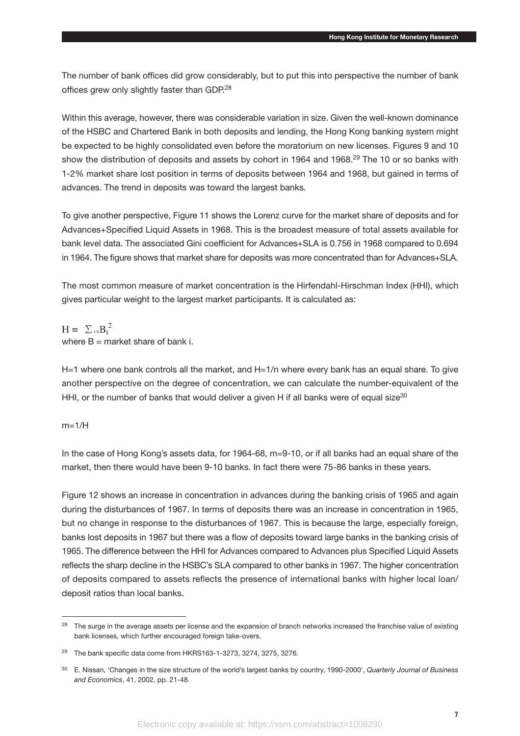The number of bank offices did grow considerably, but to put this into perspective the number of bank offices grew only slightly faster than GDP.[28]

Within this average, however, there was considerable variation in size. Given the well-known dominance of the HSBC and Chartered Bank in both deposits and lending, the Hong Kong banking system might be expected to be highly consolidated even before the moratorium on new licenses. Figures 9 and 10 show the distribution of deposits and assets by cohort in 1964 and 1968.[29] The 10 or so banks with 1-2% market share lost position in terms of deposits between 1964 and 1968, but gained in terms of advances. The trend in deposits was toward the largest banks.

To give another perspective, Figure 11 shows the Lorenz curve for the market share of deposits and for Advances+Specified Liquid Assets in 1968. This is the broadest measure of total assets available for bank level data. The associated Gini coefficient for Advances+SLA is 0.756 in 1968 compared to 0.694 in 1964. The figure shows that market share for deposits was more concentrated than for Advances+SLA.

The most common measure of market concentration is the Hirfendahl-Hirschman Index (HHI), which gives particular weight to the largest market participants. It is calculated as:

$$H = \sum_{i=n} B_i^2$$

where B = market share of bank i.

H=1 where one bank controls all the market, and H=1/n where every bank has an equal share. To give another perspective on the degree of concentration, we can calculate the number-equivalent of the HHI, or the number of banks that would deliver a given H if all banks were of equal size[30]

m=1/H

In the case of Hong Kong's assets data, for 1964-68, m=9-10, or if all banks had an equal share of the market, then there would have been 9-10 banks. In fact there were 75-86 banks in these years.

Figure 12 shows an increase in concentration in advances during the banking crisis of 1965 and again during the disturbances of 1967. In terms of deposits there was an increase in concentration in 1965, but no change in response to the disturbances of 1967. This is because the large, especially foreign, banks lost deposits in 1967 but there was a flow of deposits toward large banks in the banking crisis of 1965. The difference between the HHI for Advances compared to Advances plus Specified Liquid Assets reflects the sharp decline in the HSBC's SLA compared to other banks in 1967. The higher concentration of deposits compared to assets reflects the presence of international banks with higher local loan/deposit ratios than local banks.

---

[28] The surge in the average assets per license and the expansion of branch networks increased the franchise value of existing bank licenses, which further encouraged foreign take-overs.

[29] The bank specific data come from HKRS163-1-3273, 3274, 3275, 3276.

[30] E. Nissan, 'Changes in the size structure of the world's largest banks by country, 1990-2000', *Quarterly Journal of Business and Economics*, 41, 2002, pp. 21-48.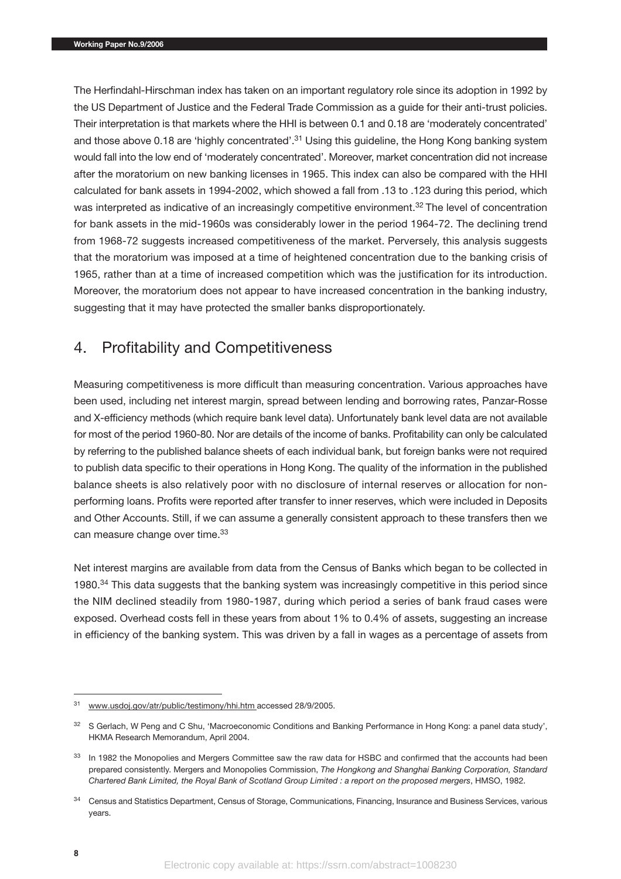The Herfindahl-Hirschman index has taken on an important regulatory role since its adoption in 1992 by the US Department of Justice and the Federal Trade Commission as a guide for their anti-trust policies. Their interpretation is that markets where the HHI is between 0.1 and 0.18 are 'moderately concentrated' and those above 0.18 are 'highly concentrated'.[31] Using this guideline, the Hong Kong banking system would fall into the low end of 'moderately concentrated'. Moreover, market concentration did not increase after the moratorium on new banking licenses in 1965. This index can also be compared with the HHI calculated for bank assets in 1994-2002, which showed a fall from .13 to .123 during this period, which was interpreted as indicative of an increasingly competitive environment.[32] The level of concentration for bank assets in the mid-1960s was considerably lower in the period 1964-72. The declining trend from 1968-72 suggests increased competitiveness of the market. Perversely, this analysis suggests that the moratorium was imposed at a time of heightened concentration due to the banking crisis of 1965, rather than at a time of increased competition which was the justification for its introduction. Moreover, the moratorium does not appear to have increased concentration in the banking industry, suggesting that it may have protected the smaller banks disproportionately.

## 4. Profitability and Competitiveness

Measuring competitiveness is more difficult than measuring concentration. Various approaches have been used, including net interest margin, spread between lending and borrowing rates, Panzar-Rosse and X-efficiency methods (which require bank level data). Unfortunately bank level data are not available for most of the period 1960-80. Nor are details of the income of banks. Profitability can only be calculated by referring to the published balance sheets of each individual bank, but foreign banks were not required to publish data specific to their operations in Hong Kong. The quality of the information in the published balance sheets is also relatively poor with no disclosure of internal reserves or allocation for non-performing loans. Profits were reported after transfer to inner reserves, which were included in Deposits and Other Accounts. Still, if we can assume a generally consistent approach to these transfers then we can measure change over time.[33]

Net interest margins are available from data from the Census of Banks which began to be collected in 1980.[34] This data suggests that the banking system was increasingly competitive in this period since the NIM declined steadily from 1980-1987, during which period a series of bank fraud cases were exposed. Overhead costs fell in these years from about 1% to 0.4% of assets, suggesting an increase in efficiency of the banking system. This was driven by a fall in wages as a percentage of assets from

---

[31] www.usdoj.gov/atr/public/testimony/hhi.htm accessed 28/9/2005.

[32] S Gerlach, W Peng and C Shu, 'Macroeconomic Conditions and Banking Performance in Hong Kong: a panel data study', HKMA Research Memorandum, April 2004.

[33] In 1982 the Monopolies and Mergers Committee saw the raw data for HSBC and confirmed that the accounts had been prepared consistently. Mergers and Monopolies Commission, *The Hongkong and Shanghai Banking Corporation, Standard Chartered Bank Limited, the Royal Bank of Scotland Group Limited : a report on the proposed mergers*, HMSO, 1982.

[34] Census and Statistics Department, Census of Storage, Communications, Financing, Insurance and Business Services, various years.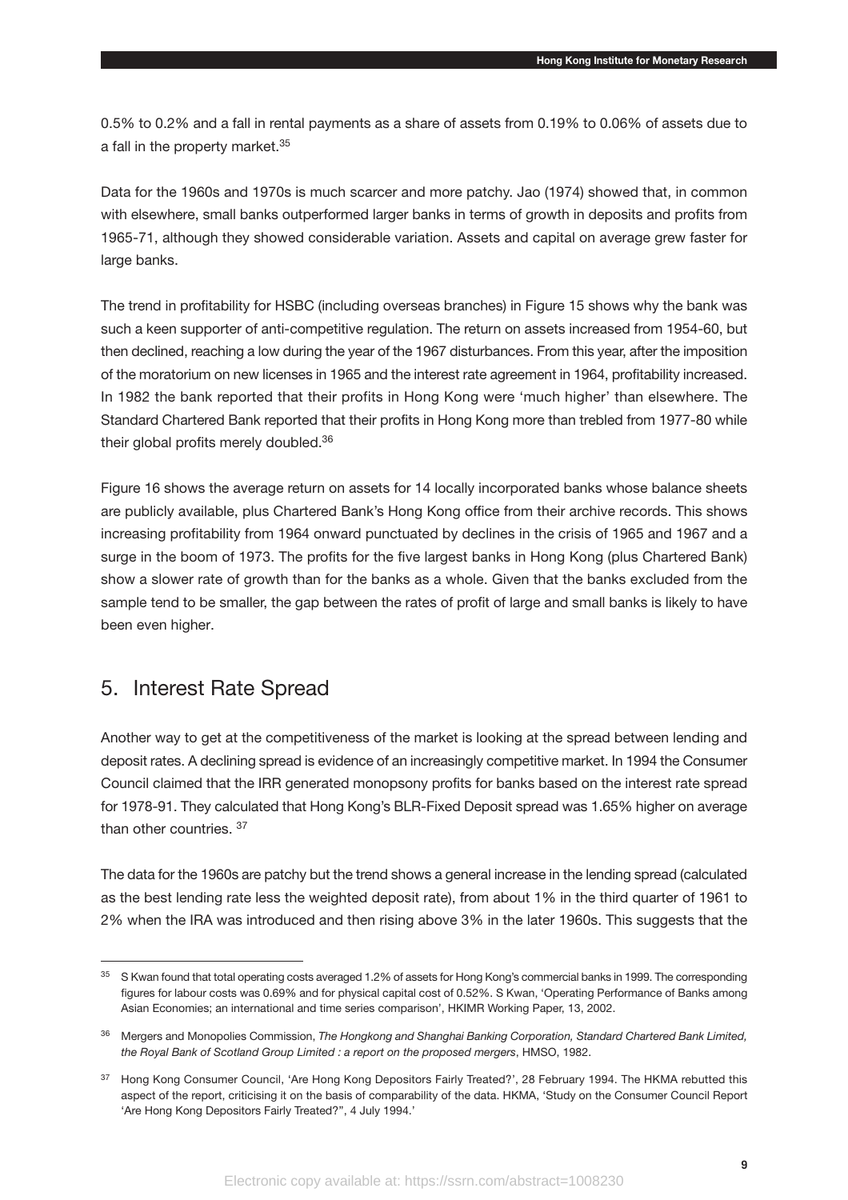0.5% to 0.2% and a fall in rental payments as a share of assets from 0.19% to 0.06% of assets due to a fall in the property market.[35]

Data for the 1960s and 1970s is much scarcer and more patchy. Jao (1974) showed that, in common with elsewhere, small banks outperformed larger banks in terms of growth in deposits and profits from 1965-71, although they showed considerable variation. Assets and capital on average grew faster for large banks.

The trend in profitability for HSBC (including overseas branches) in Figure 15 shows why the bank was such a keen supporter of anti-competitive regulation. The return on assets increased from 1954-60, but then declined, reaching a low during the year of the 1967 disturbances. From this year, after the imposition of the moratorium on new licenses in 1965 and the interest rate agreement in 1964, profitability increased. In 1982 the bank reported that their profits in Hong Kong were 'much higher' than elsewhere. The Standard Chartered Bank reported that their profits in Hong Kong more than trebled from 1977-80 while their global profits merely doubled.[36]

Figure 16 shows the average return on assets for 14 locally incorporated banks whose balance sheets are publicly available, plus Chartered Bank's Hong Kong office from their archive records. This shows increasing profitability from 1964 onward punctuated by declines in the crisis of 1965 and 1967 and a surge in the boom of 1973. The profits for the five largest banks in Hong Kong (plus Chartered Bank) show a slower rate of growth than for the banks as a whole. Given that the banks excluded from the sample tend to be smaller, the gap between the rates of profit of large and small banks is likely to have been even higher.

## 5. Interest Rate Spread

Another way to get at the competitiveness of the market is looking at the spread between lending and deposit rates. A declining spread is evidence of an increasingly competitive market. In 1994 the Consumer Council claimed that the IRR generated monopsony profits for banks based on the interest rate spread for 1978-91. They calculated that Hong Kong's BLR-Fixed Deposit spread was 1.65% higher on average than other countries. [37]

The data for the 1960s are patchy but the trend shows a general increase in the lending spread (calculated as the best lending rate less the weighted deposit rate), from about 1% in the third quarter of 1961 to 2% when the IRA was introduced and then rising above 3% in the later 1960s. This suggests that the

---

[35] S Kwan found that total operating costs averaged 1.2% of assets for Hong Kong's commercial banks in 1999. The corresponding figures for labour costs was 0.69% and for physical capital cost of 0.52%. S Kwan, 'Operating Performance of Banks among Asian Economies; an international and time series comparison', HKIMR Working Paper, 13, 2002.

[36] Mergers and Monopolies Commission, *The Hongkong and Shanghai Banking Corporation, Standard Chartered Bank Limited, the Royal Bank of Scotland Group Limited : a report on the proposed mergers*, HMSO, 1982.

[37] Hong Kong Consumer Council, 'Are Hong Kong Depositors Fairly Treated?', 28 February 1994. The HKMA rebutted this aspect of the report, criticising it on the basis of comparability of the data. HKMA, 'Study on the Consumer Council Report 'Are Hong Kong Depositors Fairly Treated?", 4 July 1994.'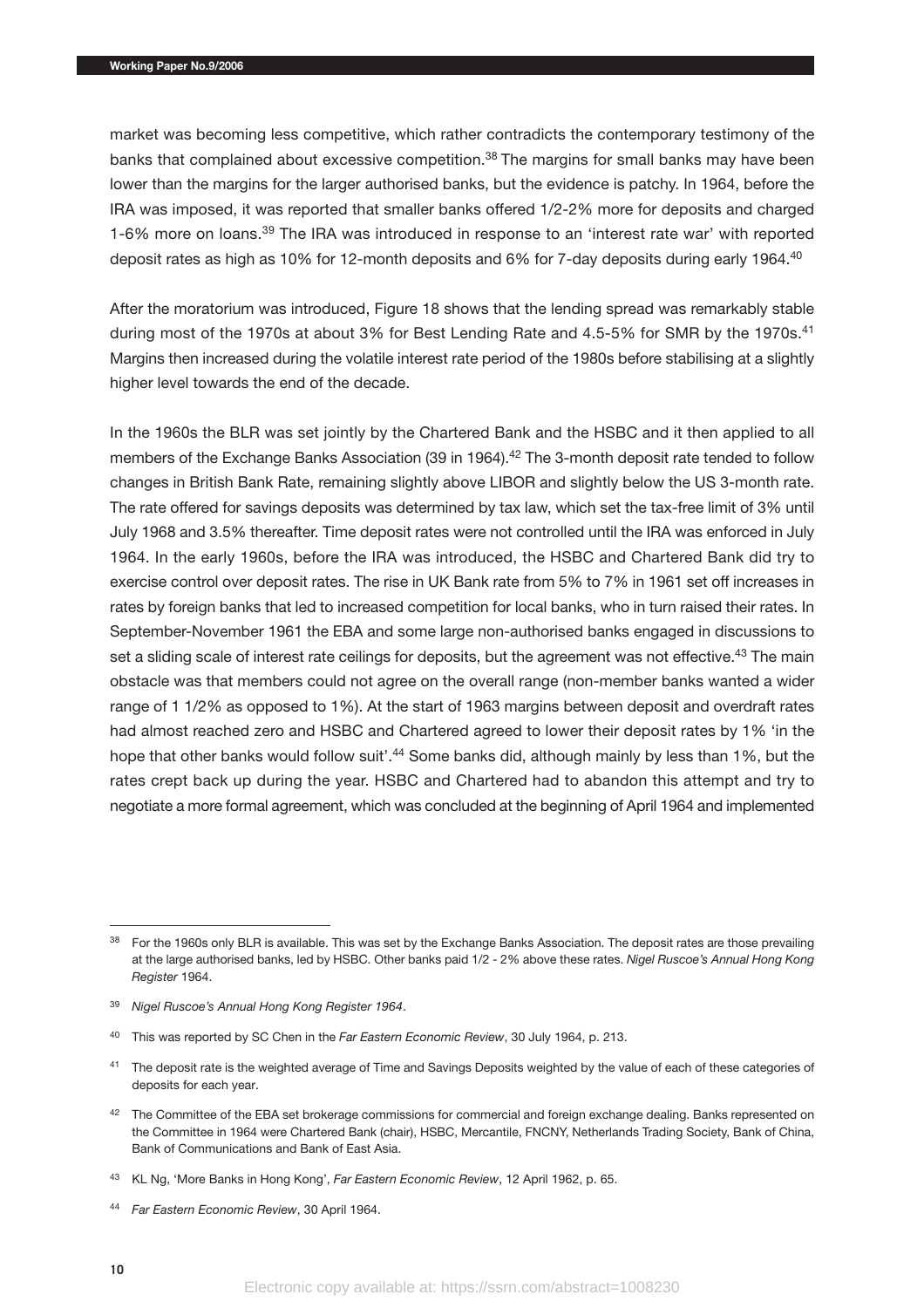market was becoming less competitive, which rather contradicts the contemporary testimony of the banks that complained about excessive competition.[38] The margins for small banks may have been lower than the margins for the larger authorised banks, but the evidence is patchy. In 1964, before the IRA was imposed, it was reported that smaller banks offered 1/2-2% more for deposits and charged 1-6% more on loans.[39] The IRA was introduced in response to an 'interest rate war' with reported deposit rates as high as 10% for 12-month deposits and 6% for 7-day deposits during early 1964.[40]

After the moratorium was introduced, Figure 18 shows that the lending spread was remarkably stable during most of the 1970s at about 3% for Best Lending Rate and 4.5-5% for SMR by the 1970s.[41] Margins then increased during the volatile interest rate period of the 1980s before stabilising at a slightly higher level towards the end of the decade.

In the 1960s the BLR was set jointly by the Chartered Bank and the HSBC and it then applied to all members of the Exchange Banks Association (39 in 1964).[42] The 3-month deposit rate tended to follow changes in British Bank Rate, remaining slightly above LIBOR and slightly below the US 3-month rate. The rate offered for savings deposits was determined by tax law, which set the tax-free limit of 3% until July 1968 and 3.5% thereafter. Time deposit rates were not controlled until the IRA was enforced in July 1964. In the early 1960s, before the IRA was introduced, the HSBC and Chartered Bank did try to exercise control over deposit rates. The rise in UK Bank rate from 5% to 7% in 1961 set off increases in rates by foreign banks that led to increased competition for local banks, who in turn raised their rates. In September-November 1961 the EBA and some large non-authorised banks engaged in discussions to set a sliding scale of interest rate ceilings for deposits, but the agreement was not effective.[43] The main obstacle was that members could not agree on the overall range (non-member banks wanted a wider range of 1 1/2% as opposed to 1%). At the start of 1963 margins between deposit and overdraft rates had almost reached zero and HSBC and Chartered agreed to lower their deposit rates by 1% 'in the hope that other banks would follow suit'.[44] Some banks did, although mainly by less than 1%, but the rates crept back up during the year. HSBC and Chartered had to abandon this attempt and try to negotiate a more formal agreement, which was concluded at the beginning of April 1964 and implemented

---

[38] For the 1960s only BLR is available. This was set by the Exchange Banks Association. The deposit rates are those prevailing at the large authorised banks, led by HSBC. Other banks paid 1/2 - 2% above these rates. *Nigel Ruscoe's Annual Hong Kong Register* 1964.

[39] *Nigel Ruscoe's Annual Hong Kong Register 1964*.

[40] This was reported by SC Chen in the *Far Eastern Economic Review*, 30 July 1964, p. 213.

[41] The deposit rate is the weighted average of Time and Savings Deposits weighted by the value of each of these categories of deposits for each year.

[42] The Committee of the EBA set brokerage commissions for commercial and foreign exchange dealing. Banks represented on the Committee in 1964 were Chartered Bank (chair), HSBC, Mercantile, FNCNY, Netherlands Trading Society, Bank of China, Bank of Communications and Bank of East Asia.

[43] KL Ng, 'More Banks in Hong Kong', *Far Eastern Economic Review*, 12 April 1962, p. 65.

[44] *Far Eastern Economic Review*, 30 April 1964.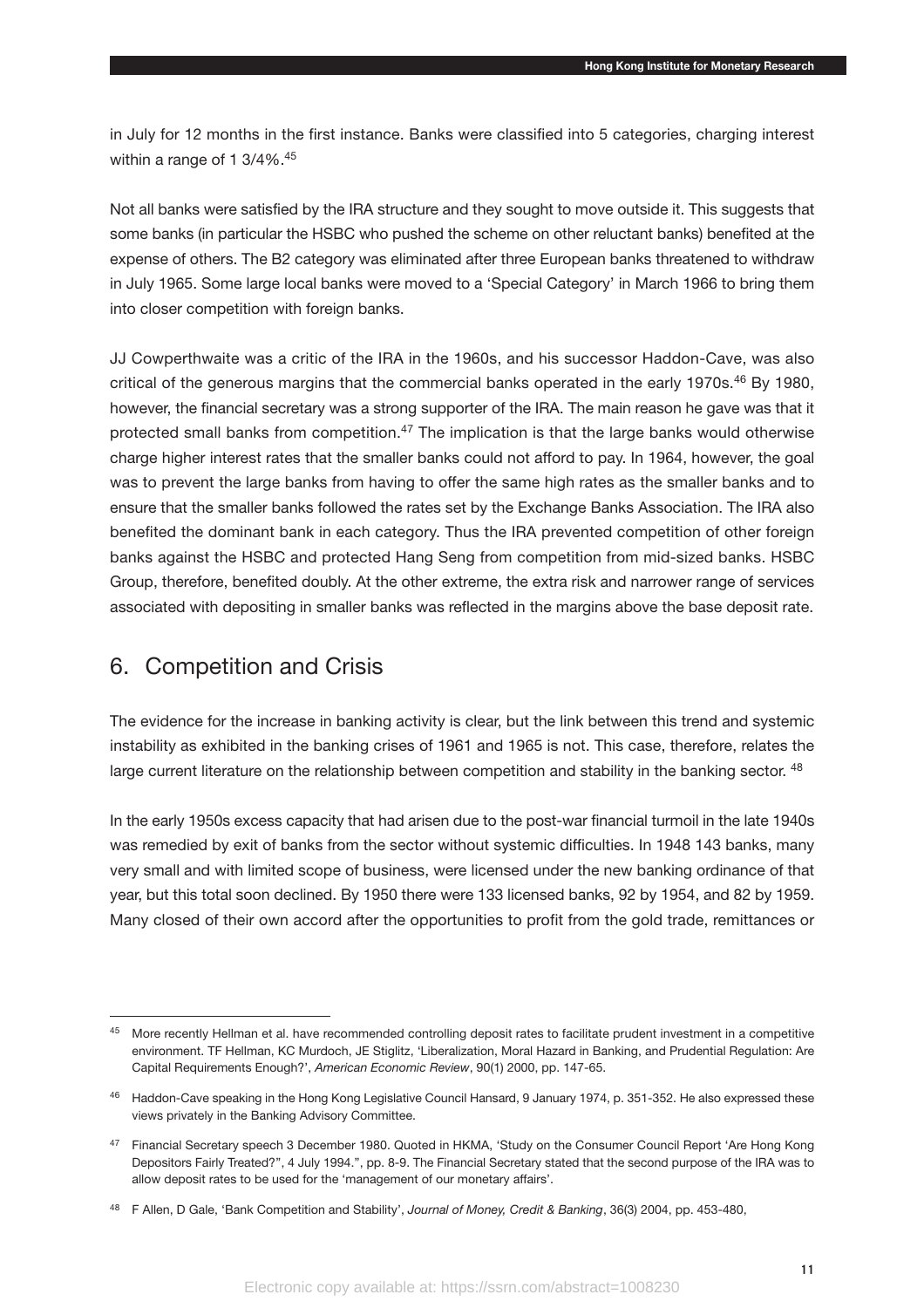in July for 12 months in the first instance. Banks were classified into 5 categories, charging interest within a range of 1 3/4%.[45]

Not all banks were satisfied by the IRA structure and they sought to move outside it. This suggests that some banks (in particular the HSBC who pushed the scheme on other reluctant banks) benefited at the expense of others. The B2 category was eliminated after three European banks threatened to withdraw in July 1965. Some large local banks were moved to a 'Special Category' in March 1966 to bring them into closer competition with foreign banks.

JJ Cowperthwaite was a critic of the IRA in the 1960s, and his successor Haddon-Cave, was also critical of the generous margins that the commercial banks operated in the early 1970s.[46] By 1980, however, the financial secretary was a strong supporter of the IRA. The main reason he gave was that it protected small banks from competition.[47] The implication is that the large banks would otherwise charge higher interest rates that the smaller banks could not afford to pay. In 1964, however, the goal was to prevent the large banks from having to offer the same high rates as the smaller banks and to ensure that the smaller banks followed the rates set by the Exchange Banks Association. The IRA also benefited the dominant bank in each category. Thus the IRA prevented competition of other foreign banks against the HSBC and protected Hang Seng from competition from mid-sized banks. HSBC Group, therefore, benefited doubly. At the other extreme, the extra risk and narrower range of services associated with depositing in smaller banks was reflected in the margins above the base deposit rate.

## 6. Competition and Crisis

The evidence for the increase in banking activity is clear, but the link between this trend and systemic instability as exhibited in the banking crises of 1961 and 1965 is not. This case, therefore, relates the large current literature on the relationship between competition and stability in the banking sector. [48]

In the early 1950s excess capacity that had arisen due to the post-war financial turmoil in the late 1940s was remedied by exit of banks from the sector without systemic difficulties. In 1948 143 banks, many very small and with limited scope of business, were licensed under the new banking ordinance of that year, but this total soon declined. By 1950 there were 133 licensed banks, 92 by 1954, and 82 by 1959. Many closed of their own accord after the opportunities to profit from the gold trade, remittances or

---

[45] More recently Hellman et al. have recommended controlling deposit rates to facilitate prudent investment in a competitive environment. TF Hellman, KC Murdoch, JE Stiglitz, 'Liberalization, Moral Hazard in Banking, and Prudential Regulation: Are Capital Requirements Enough?', *American Economic Review*, 90(1) 2000, pp. 147-65.

[46] Haddon-Cave speaking in the Hong Kong Legislative Council Hansard, 9 January 1974, p. 351-352. He also expressed these views privately in the Banking Advisory Committee.

[47] Financial Secretary speech 3 December 1980. Quoted in HKMA, 'Study on the Consumer Council Report 'Are Hong Kong Depositors Fairly Treated?", 4 July 1994.", pp. 8-9. The Financial Secretary stated that the second purpose of the IRA was to allow deposit rates to be used for the 'management of our monetary affairs'.

[48] F Allen, D Gale, 'Bank Competition and Stability', *Journal of Money, Credit & Banking*, 36(3) 2004, pp. 453-480,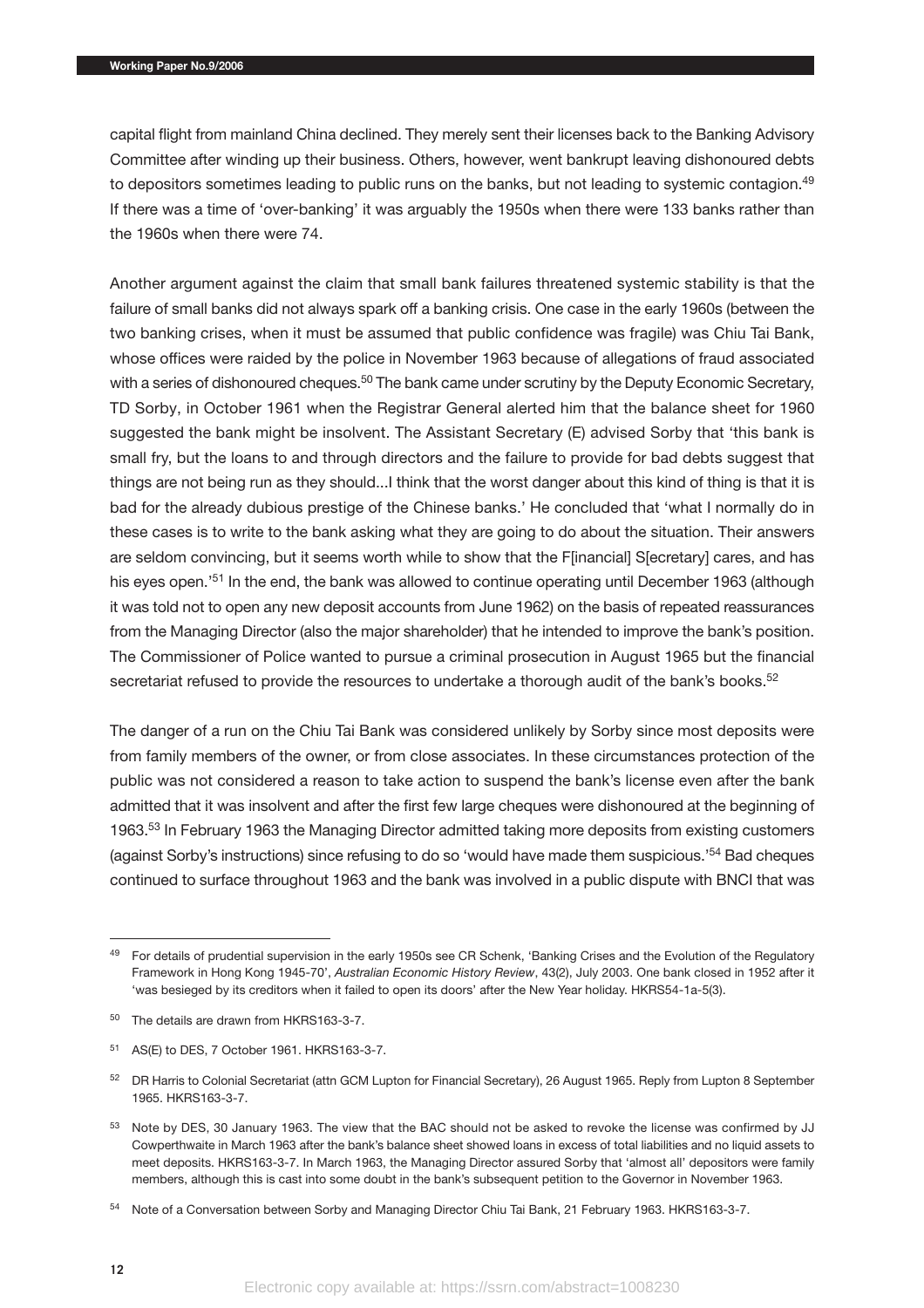capital flight from mainland China declined. They merely sent their licenses back to the Banking Advisory Committee after winding up their business. Others, however, went bankrupt leaving dishonoured debts to depositors sometimes leading to public runs on the banks, but not leading to systemic contagion.[49] If there was a time of 'over-banking' it was arguably the 1950s when there were 133 banks rather than the 1960s when there were 74.

Another argument against the claim that small bank failures threatened systemic stability is that the failure of small banks did not always spark off a banking crisis. One case in the early 1960s (between the two banking crises, when it must be assumed that public confidence was fragile) was Chiu Tai Bank, whose offices were raided by the police in November 1963 because of allegations of fraud associated with a series of dishonoured cheques.[50] The bank came under scrutiny by the Deputy Economic Secretary, TD Sorby, in October 1961 when the Registrar General alerted him that the balance sheet for 1960 suggested the bank might be insolvent. The Assistant Secretary (E) advised Sorby that 'this bank is small fry, but the loans to and through directors and the failure to provide for bad debts suggest that things are not being run as they should...I think that the worst danger about this kind of thing is that it is bad for the already dubious prestige of the Chinese banks.' He concluded that 'what I normally do in these cases is to write to the bank asking what they are going to do about the situation. Their answers are seldom convincing, but it seems worth while to show that the F[inancial] S[ecretary] cares, and has his eyes open.'[51] In the end, the bank was allowed to continue operating until December 1963 (although it was told not to open any new deposit accounts from June 1962) on the basis of repeated reassurances from the Managing Director (also the major shareholder) that he intended to improve the bank's position. The Commissioner of Police wanted to pursue a criminal prosecution in August 1965 but the financial secretariat refused to provide the resources to undertake a thorough audit of the bank's books.[52]

The danger of a run on the Chiu Tai Bank was considered unlikely by Sorby since most deposits were from family members of the owner, or from close associates. In these circumstances protection of the public was not considered a reason to take action to suspend the bank's license even after the bank admitted that it was insolvent and after the first few large cheques were dishonoured at the beginning of 1963.[53] In February 1963 the Managing Director admitted taking more deposits from existing customers (against Sorby's instructions) since refusing to do so 'would have made them suspicious.'[54] Bad cheques continued to surface throughout 1963 and the bank was involved in a public dispute with BNCI that was

---

[49] For details of prudential supervision in the early 1950s see CR Schenk, 'Banking Crises and the Evolution of the Regulatory Framework in Hong Kong 1945-70', *Australian Economic History Review*, 43(2), July 2003. One bank closed in 1952 after it 'was besieged by its creditors when it failed to open its doors' after the New Year holiday. HKRS54-1a-5(3).

[50] The details are drawn from HKRS163-3-7.

[51] AS(E) to DES, 7 October 1961. HKRS163-3-7.

[52] DR Harris to Colonial Secretariat (attn GCM Lupton for Financial Secretary), 26 August 1965. Reply from Lupton 8 September 1965. HKRS163-3-7.

[53] Note by DES, 30 January 1963. The view that the BAC should not be asked to revoke the license was confirmed by JJ Cowperthwaite in March 1963 after the bank's balance sheet showed loans in excess of total liabilities and no liquid assets to meet deposits. HKRS163-3-7. In March 1963, the Managing Director assured Sorby that 'almost all' depositors were family members, although this is cast into some doubt in the bank's subsequent petition to the Governor in November 1963.

[54] Note of a Conversation between Sorby and Managing Director Chiu Tai Bank, 21 February 1963. HKRS163-3-7.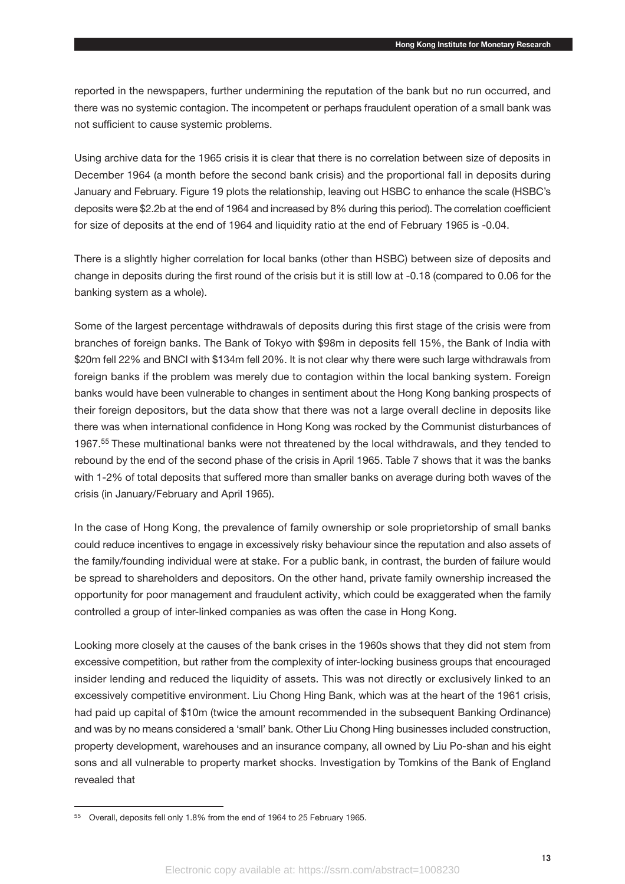reported in the newspapers, further undermining the reputation of the bank but no run occurred, and there was no systemic contagion. The incompetent or perhaps fraudulent operation of a small bank was not sufficient to cause systemic problems.

Using archive data for the 1965 crisis it is clear that there is no correlation between size of deposits in December 1964 (a month before the second bank crisis) and the proportional fall in deposits during January and February. Figure 19 plots the relationship, leaving out HSBC to enhance the scale (HSBC's deposits were $2.2b at the end of 1964 and increased by 8% during this period). The correlation coefficient for size of deposits at the end of 1964 and liquidity ratio at the end of February 1965 is -0.04.

There is a slightly higher correlation for local banks (other than HSBC) between size of deposits and change in deposits during the first round of the crisis but it is still low at -0.18 (compared to 0.06 for the banking system as a whole).

Some of the largest percentage withdrawals of deposits during this first stage of the crisis were from branches of foreign banks. The Bank of Tokyo with $98m in deposits fell 15%, the Bank of India with $20m fell 22% and BNCI with $134m fell 20%. It is not clear why there were such large withdrawals from foreign banks if the problem was merely due to contagion within the local banking system. Foreign banks would have been vulnerable to changes in sentiment about the Hong Kong banking prospects of their foreign depositors, but the data show that there was not a large overall decline in deposits like there was when international confidence in Hong Kong was rocked by the Communist disturbances of 1967.[55] These multinational banks were not threatened by the local withdrawals, and they tended to rebound by the end of the second phase of the crisis in April 1965. Table 7 shows that it was the banks with 1-2% of total deposits that suffered more than smaller banks on average during both waves of the crisis (in January/February and April 1965).

In the case of Hong Kong, the prevalence of family ownership or sole proprietorship of small banks could reduce incentives to engage in excessively risky behaviour since the reputation and also assets of the family/founding individual were at stake. For a public bank, in contrast, the burden of failure would be spread to shareholders and depositors. On the other hand, private family ownership increased the opportunity for poor management and fraudulent activity, which could be exaggerated when the family controlled a group of inter-linked companies as was often the case in Hong Kong.

Looking more closely at the causes of the bank crises in the 1960s shows that they did not stem from excessive competition, but rather from the complexity of inter-locking business groups that encouraged insider lending and reduced the liquidity of assets. This was not directly or exclusively linked to an excessively competitive environment. Liu Chong Hing Bank, which was at the heart of the 1961 crisis, had paid up capital of $10m (twice the amount recommended in the subsequent Banking Ordinance) and was by no means considered a 'small' bank. Other Liu Chong Hing businesses included construction, property development, warehouses and an insurance company, all owned by Liu Po-shan and his eight sons and all vulnerable to property market shocks. Investigation by Tomkins of the Bank of England revealed that

---

[55] Overall, deposits fell only 1.8% from the end of 1964 to 25 February 1965.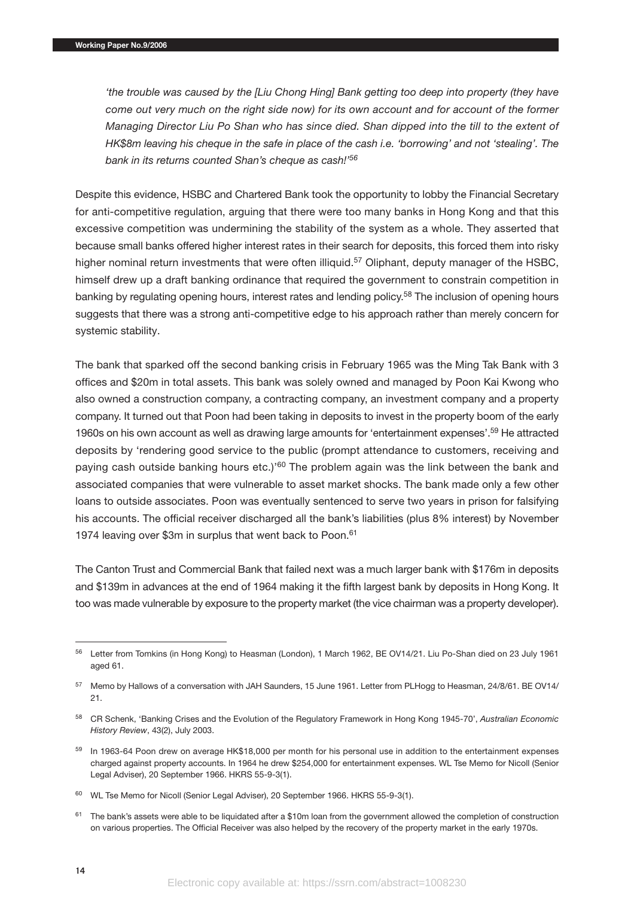*'the trouble was caused by the [Liu Chong Hing] Bank getting too deep into property (they have come out very much on the right side now) for its own account and for account of the former Managing Director Liu Po Shan who has since died. Shan dipped into the till to the extent of HK$8m leaving his cheque in the safe in place of the cash i.e. 'borrowing' and not 'stealing'. The bank in its returns counted Shan's cheque as cash!'*[56]

Despite this evidence, HSBC and Chartered Bank took the opportunity to lobby the Financial Secretary for anti-competitive regulation, arguing that there were too many banks in Hong Kong and that this excessive competition was undermining the stability of the system as a whole. They asserted that because small banks offered higher interest rates in their search for deposits, this forced them into risky higher nominal return investments that were often illiquid.[57] Oliphant, deputy manager of the HSBC, himself drew up a draft banking ordinance that required the government to constrain competition in banking by regulating opening hours, interest rates and lending policy.[58] The inclusion of opening hours suggests that there was a strong anti-competitive edge to his approach rather than merely concern for systemic stability.

The bank that sparked off the second banking crisis in February 1965 was the Ming Tak Bank with 3 offices and $20m in total assets. This bank was solely owned and managed by Poon Kai Kwong who also owned a construction company, a contracting company, an investment company and a property company. It turned out that Poon had been taking in deposits to invest in the property boom of the early 1960s on his own account as well as drawing large amounts for 'entertainment expenses'.[59] He attracted deposits by 'rendering good service to the public (prompt attendance to customers, receiving and paying cash outside banking hours etc.)'[60] The problem again was the link between the bank and associated companies that were vulnerable to asset market shocks. The bank made only a few other loans to outside associates. Poon was eventually sentenced to serve two years in prison for falsifying his accounts. The official receiver discharged all the bank's liabilities (plus 8% interest) by November 1974 leaving over $3m in surplus that went back to Poon.[61]

The Canton Trust and Commercial Bank that failed next was a much larger bank with $176m in deposits and $139m in advances at the end of 1964 making it the fifth largest bank by deposits in Hong Kong. It too was made vulnerable by exposure to the property market (the vice chairman was a property developer).

---

[56] Letter from Tomkins (in Hong Kong) to Heasman (London), 1 March 1962, BE OV14/21. Liu Po-Shan died on 23 July 1961 aged 61.

[57] Memo by Hallows of a conversation with JAH Saunders, 15 June 1961. Letter from PLHogg to Heasman, 24/8/61. BE OV14/21.

[58] CR Schenk, 'Banking Crises and the Evolution of the Regulatory Framework in Hong Kong 1945-70', *Australian Economic History Review*, 43(2), July 2003.

[59] In 1963-64 Poon drew on average HK$18,000 per month for his personal use in addition to the entertainment expenses charged against property accounts. In 1964 he drew $254,000 for entertainment expenses. WL Tse Memo for Nicoll (Senior Legal Adviser), 20 September 1966. HKRS 55-9-3(1).

[60] WL Tse Memo for Nicoll (Senior Legal Adviser), 20 September 1966. HKRS 55-9-3(1).

[61] The bank's assets were able to be liquidated after a $10m loan from the government allowed the completion of construction on various properties. The Official Receiver was also helped by the recovery of the property market in the early 1970s.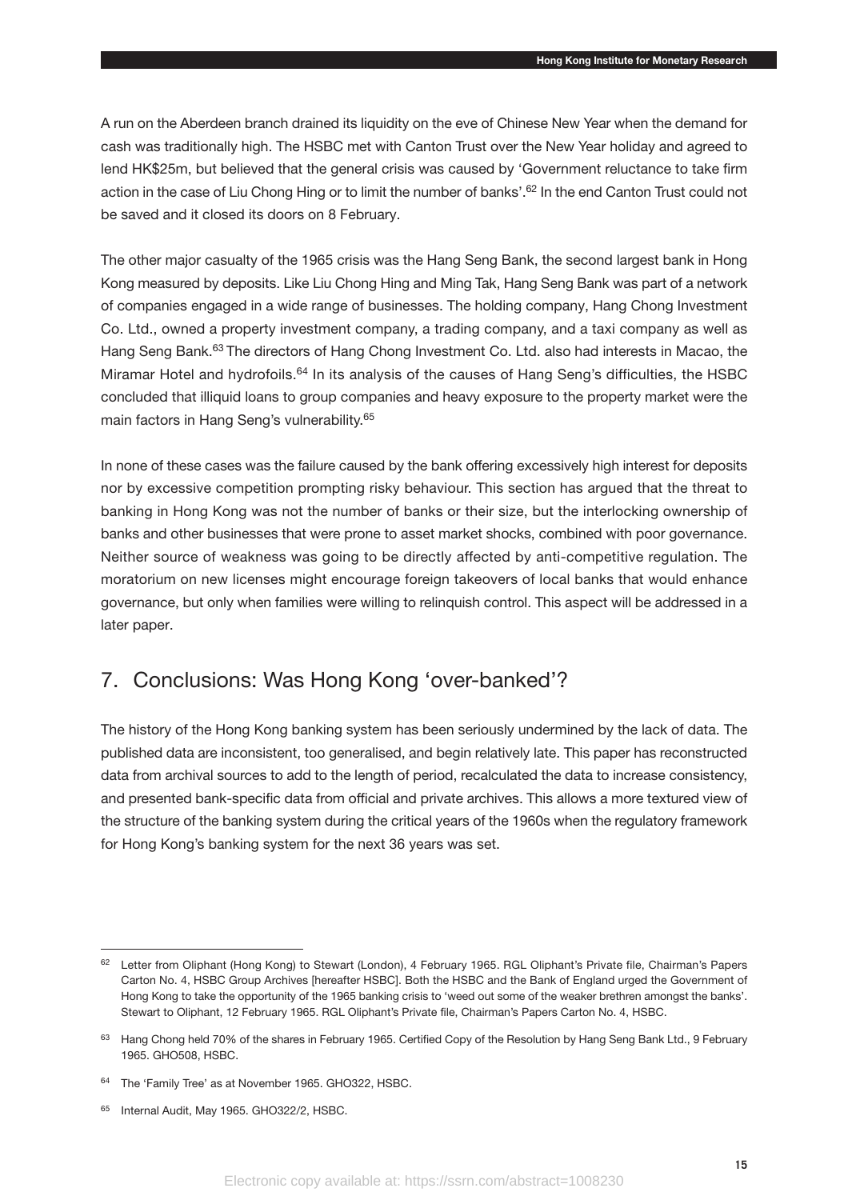A run on the Aberdeen branch drained its liquidity on the eve of Chinese New Year when the demand for cash was traditionally high. The HSBC met with Canton Trust over the New Year holiday and agreed to lend HK$25m, but believed that the general crisis was caused by 'Government reluctance to take firm action in the case of Liu Chong Hing or to limit the number of banks'.[62] In the end Canton Trust could not be saved and it closed its doors on 8 February.

The other major casualty of the 1965 crisis was the Hang Seng Bank, the second largest bank in Hong Kong measured by deposits. Like Liu Chong Hing and Ming Tak, Hang Seng Bank was part of a network of companies engaged in a wide range of businesses. The holding company, Hang Chong Investment Co. Ltd., owned a property investment company, a trading company, and a taxi company as well as Hang Seng Bank.[63] The directors of Hang Chong Investment Co. Ltd. also had interests in Macao, the Miramar Hotel and hydrofoils.[64] In its analysis of the causes of Hang Seng's difficulties, the HSBC concluded that illiquid loans to group companies and heavy exposure to the property market were the main factors in Hang Seng's vulnerability.[65]

In none of these cases was the failure caused by the bank offering excessively high interest for deposits nor by excessive competition prompting risky behaviour. This section has argued that the threat to banking in Hong Kong was not the number of banks or their size, but the interlocking ownership of banks and other businesses that were prone to asset market shocks, combined with poor governance. Neither source of weakness was going to be directly affected by anti-competitive regulation. The moratorium on new licenses might encourage foreign takeovers of local banks that would enhance governance, but only when families were willing to relinquish control. This aspect will be addressed in a later paper.

## 7. Conclusions: Was Hong Kong 'over-banked'?

The history of the Hong Kong banking system has been seriously undermined by the lack of data. The published data are inconsistent, too generalised, and begin relatively late. This paper has reconstructed data from archival sources to add to the length of period, recalculated the data to increase consistency, and presented bank-specific data from official and private archives. This allows a more textured view of the structure of the banking system during the critical years of the 1960s when the regulatory framework for Hong Kong's banking system for the next 36 years was set.

---

[62] Letter from Oliphant (Hong Kong) to Stewart (London), 4 February 1965. RGL Oliphant's Private file, Chairman's Papers Carton No. 4, HSBC Group Archives [hereafter HSBC]. Both the HSBC and the Bank of England urged the Government of Hong Kong to take the opportunity of the 1965 banking crisis to 'weed out some of the weaker brethren amongst the banks'. Stewart to Oliphant, 12 February 1965. RGL Oliphant's Private file, Chairman's Papers Carton No. 4, HSBC.

[63] Hang Chong held 70% of the shares in February 1965. Certified Copy of the Resolution by Hang Seng Bank Ltd., 9 February 1965. GHO508, HSBC.

[64] The 'Family Tree' as at November 1965. GHO322, HSBC.

[65] Internal Audit, May 1965. GHO322/2, HSBC.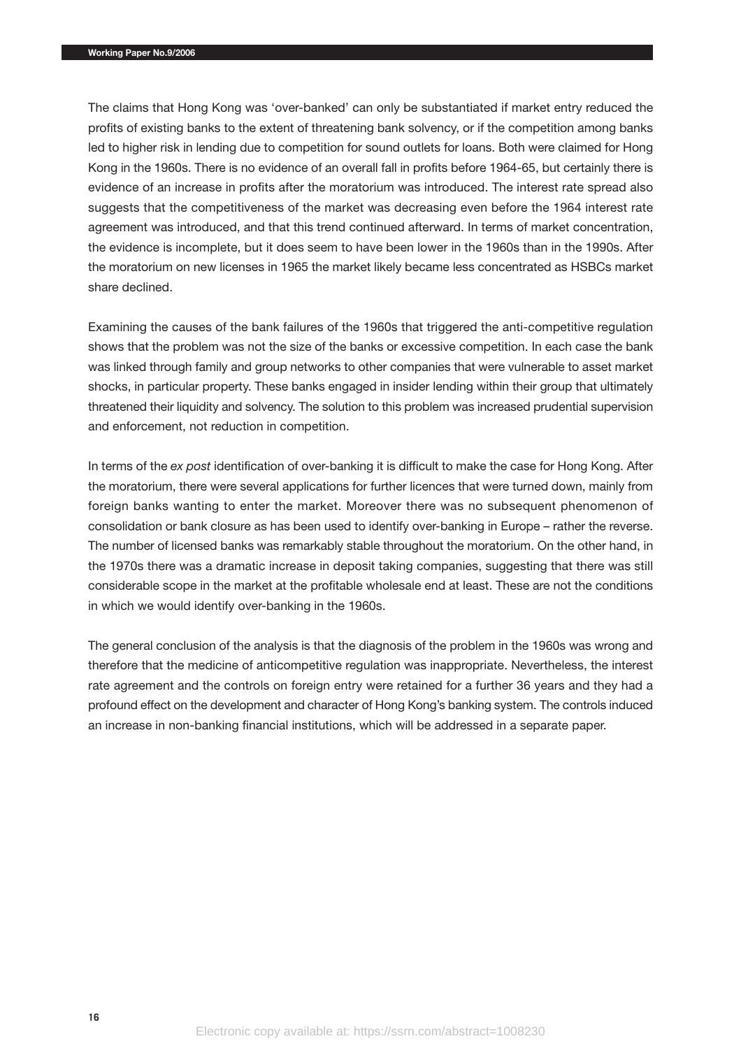The claims that Hong Kong was 'over-banked' can only be substantiated if market entry reduced the profits of existing banks to the extent of threatening bank solvency, or if the competition among banks led to higher risk in lending due to competition for sound outlets for loans. Both were claimed for Hong Kong in the 1960s. There is no evidence of an overall fall in profits before 1964-65, but certainly there is evidence of an increase in profits after the moratorium was introduced. The interest rate spread also suggests that the competitiveness of the market was decreasing even before the 1964 interest rate agreement was introduced, and that this trend continued afterward. In terms of market concentration, the evidence is incomplete, but it does seem to have been lower in the 1960s than in the 1990s. After the moratorium on new licenses in 1965 the market likely became less concentrated as HSBCs market share declined.

Examining the causes of the bank failures of the 1960s that triggered the anti-competitive regulation shows that the problem was not the size of the banks or excessive competition. In each case the bank was linked through family and group networks to other companies that were vulnerable to asset market shocks, in particular property. These banks engaged in insider lending within their group that ultimately threatened their liquidity and solvency. The solution to this problem was increased prudential supervision and enforcement, not reduction in competition.

In terms of the *ex post* identification of over-banking it is difficult to make the case for Hong Kong. After the moratorium, there were several applications for further licences that were turned down, mainly from foreign banks wanting to enter the market. Moreover there was no subsequent phenomenon of consolidation or bank closure as has been used to identify over-banking in Europe – rather the reverse. The number of licensed banks was remarkably stable throughout the moratorium. On the other hand, in the 1970s there was a dramatic increase in deposit taking companies, suggesting that there was still considerable scope in the market at the profitable wholesale end at least. These are not the conditions in which we would identify over-banking in the 1960s.

The general conclusion of the analysis is that the diagnosis of the problem in the 1960s was wrong and therefore that the medicine of anticompetitive regulation was inappropriate. Nevertheless, the interest rate agreement and the controls on foreign entry were retained for a further 36 years and they had a profound effect on the development and character of Hong Kong's banking system. The controls induced an increase in non-banking financial institutions, which will be addressed in a separate paper.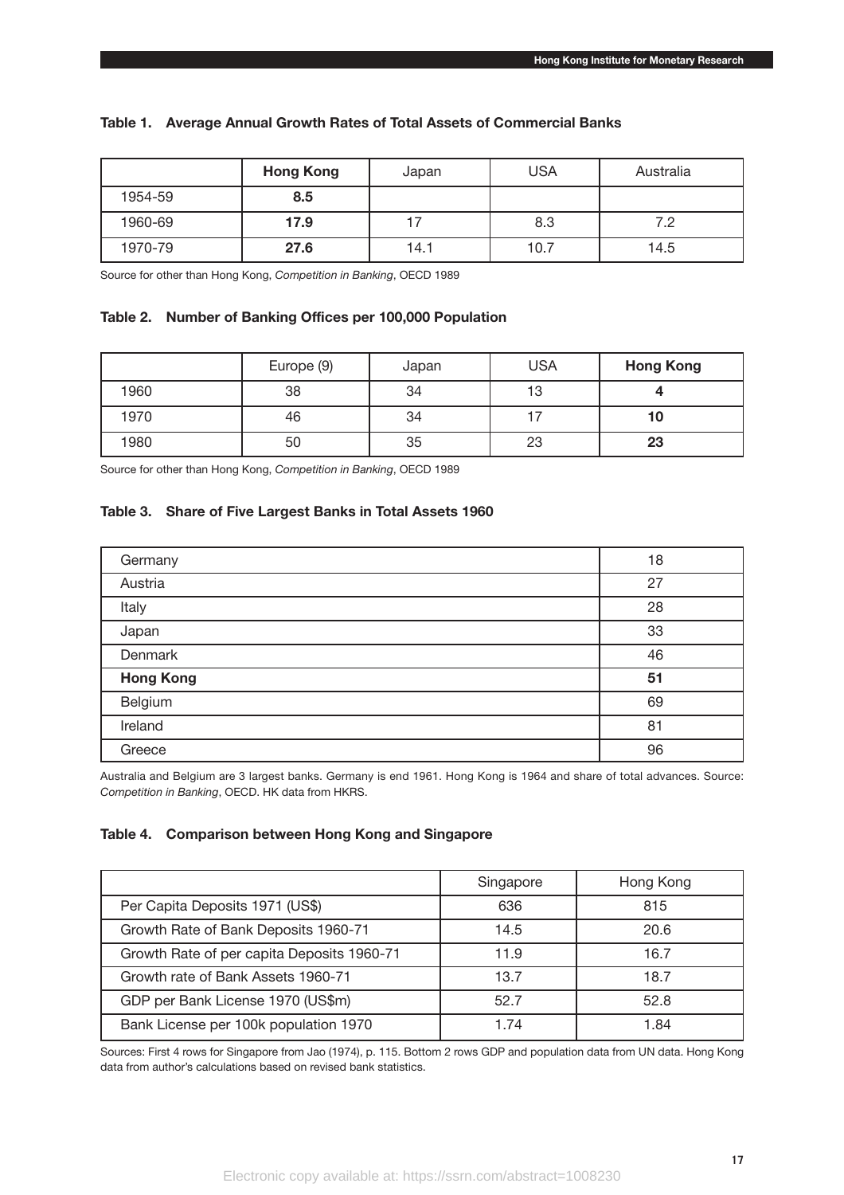**Table 1. Average Annual Growth Rates of Total Assets of Commercial Banks**

| | **Hong Kong** | Japan | USA | Australia |
|---|---|---|---|---|
| 1954-59 | **8.5** | | | |
| 1960-69 | **17.9** | 17 | 8.3 | 7.2 |
| 1970-79 | **27.6** | 14.1 | 10.7 | 14.5 |

Source for other than Hong Kong, *Competition in Banking*, OECD 1989

**Table 2. Number of Banking Offices per 100,000 Population**

| | Europe (9) | Japan | USA | **Hong Kong** |
|---|---|---|---|---|
| 1960 | 38 | 34 | 13 | **4** |
| 1970 | 46 | 34 | 17 | **10** |
| 1980 | 50 | 35 | 23 | **23** |

Source for other than Hong Kong, *Competition in Banking*, OECD 1989

**Table 3. Share of Five Largest Banks in Total Assets 1960**

| | |
|---|---|
| Germany | 18 |
| Austria | 27 |
| Italy | 28 |
| Japan | 33 |
| Denmark | 46 |
| **Hong Kong** | **51** |
| Belgium | 69 |
| Ireland | 81 |
| Greece | 96 |

Australia and Belgium are 3 largest banks. Germany is end 1961. Hong Kong is 1964 and share of total advances. Source: *Competition in Banking*, OECD. HK data from HKRS.

**Table 4. Comparison between Hong Kong and Singapore**

| | Singapore | Hong Kong |
|---|---|---|
| Per Capita Deposits 1971 (US$) | 636 | 815 |
| Growth Rate of Bank Deposits 1960-71 | 14.5 | 20.6 |
| Growth Rate of per capita Deposits 1960-71 | 11.9 | 16.7 |
| Growth rate of Bank Assets 1960-71 | 13.7 | 18.7 |
| GDP per Bank License 1970 (US$m) | 52.7 | 52.8 |
| Bank License per 100k population 1970 | 1.74 | 1.84 |

Sources: First 4 rows for Singapore from Jao (1974), p. 115. Bottom 2 rows GDP and population data from UN data. Hong Kong data from author's calculations based on revised bank statistics.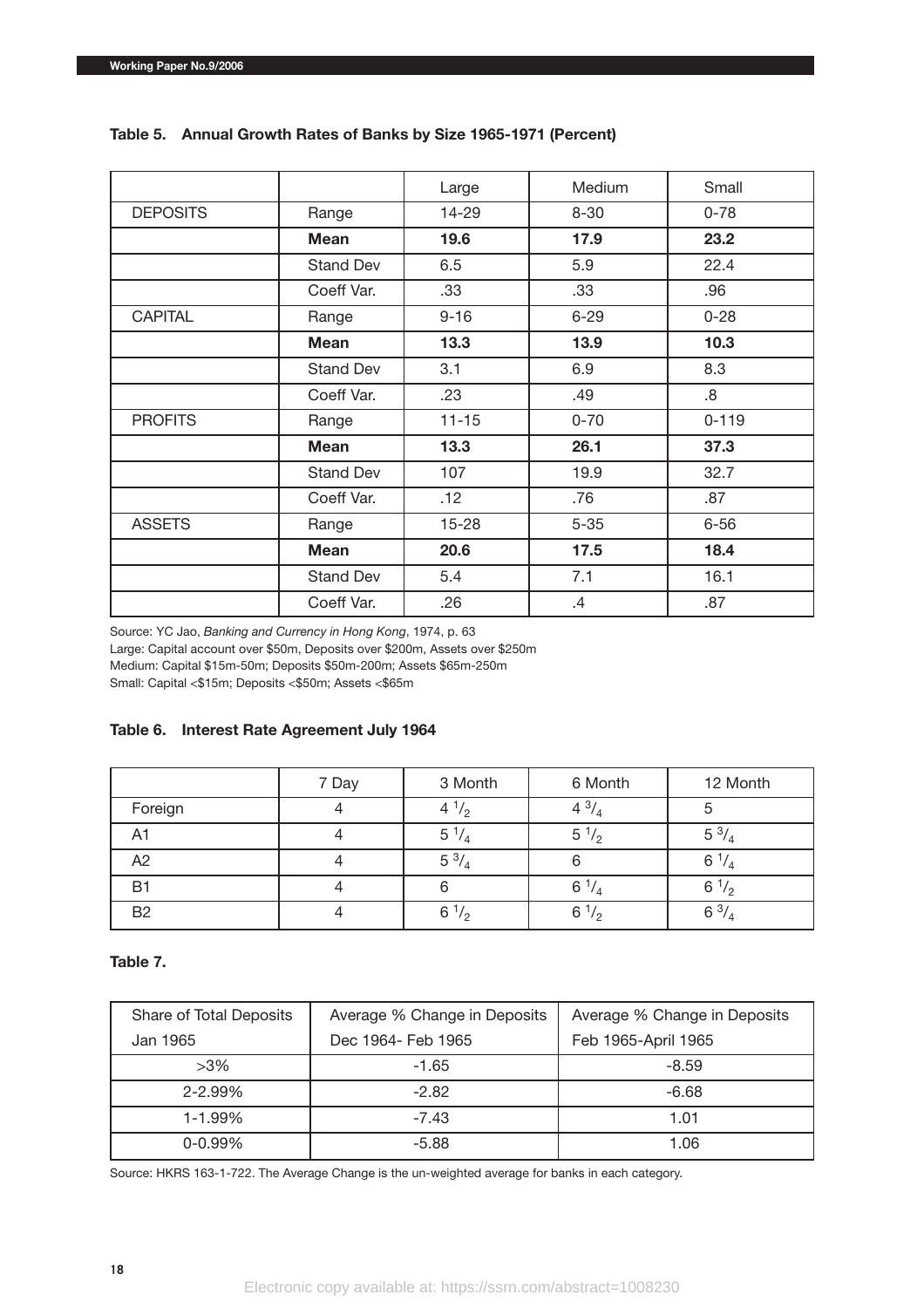**Table 5. Annual Growth Rates of Banks by Size 1965-1971 (Percent)**

| | | Large | Medium | Small |
|---|---|---|---|---|
| DEPOSITS | Range | 14-29 | 8-30 | 0-78 |
| | **Mean** | **19.6** | **17.9** | **23.2** |
| | Stand Dev | 6.5 | 5.9 | 22.4 |
| | Coeff Var. | .33 | .33 | .96 |
| CAPITAL | Range | 9-16 | 6-29 | 0-28 |
| | **Mean** | **13.3** | **13.9** | **10.3** |
| | Stand Dev | 3.1 | 6.9 | 8.3 |
| | Coeff Var. | .23 | .49 | .8 |
| PROFITS | Range | 11-15 | 0-70 | 0-119 |
| | **Mean** | **13.3** | **26.1** | **37.3** |
| | Stand Dev | 107 | 19.9 | 32.7 |
| | Coeff Var. | .12 | .76 | .87 |
| ASSETS | Range | 15-28 | 5-35 | 6-56 |
| | **Mean** | **20.6** | **17.5** | **18.4** |
| | Stand Dev | 5.4 | 7.1 | 16.1 |
| | Coeff Var. | .26 | .4 | .87 |

Source: YC Jao, *Banking and Currency in Hong Kong*, 1974, p. 63
Large: Capital account over $50m, Deposits over $200m, Assets over $250m
Medium: Capital $15m-50m; Deposits $50m-200m; Assets $65m-250m
Small: Capital <$15m; Deposits <$50m; Assets <$65m

**Table 6. Interest Rate Agreement July 1964**

| | 7 Day | 3 Month | 6 Month | 12 Month |
|---|---|---|---|---|
| Foreign | 4 | 4 1/2 | 4 3/4 | 5 |
| A1 | 4 | 5 1/4 | 5 1/2 | 5 3/4 |
| A2 | 4 | 5 3/4 | 6 | 6 1/4 |
| B1 | 4 | 6 | 6 1/4 | 6 1/2 |
| B2 | 4 | 6 1/2 | 6 1/2 | 6 3/4 |

**Table 7.**

| Share of Total Deposits Jan 1965 | Average % Change in Deposits Dec 1964- Feb 1965 | Average % Change in Deposits Feb 1965-April 1965 |
|---|---|---|
| >3% | -1.65 | -8.59 |
| 2-2.99% | -2.82 | -6.68 |
| 1-1.99% | -7.43 | 1.01 |
| 0-0.99% | -5.88 | 1.06 |

Source: HKRS 163-1-722. The Average Change is the un-weighted average for banks in each category.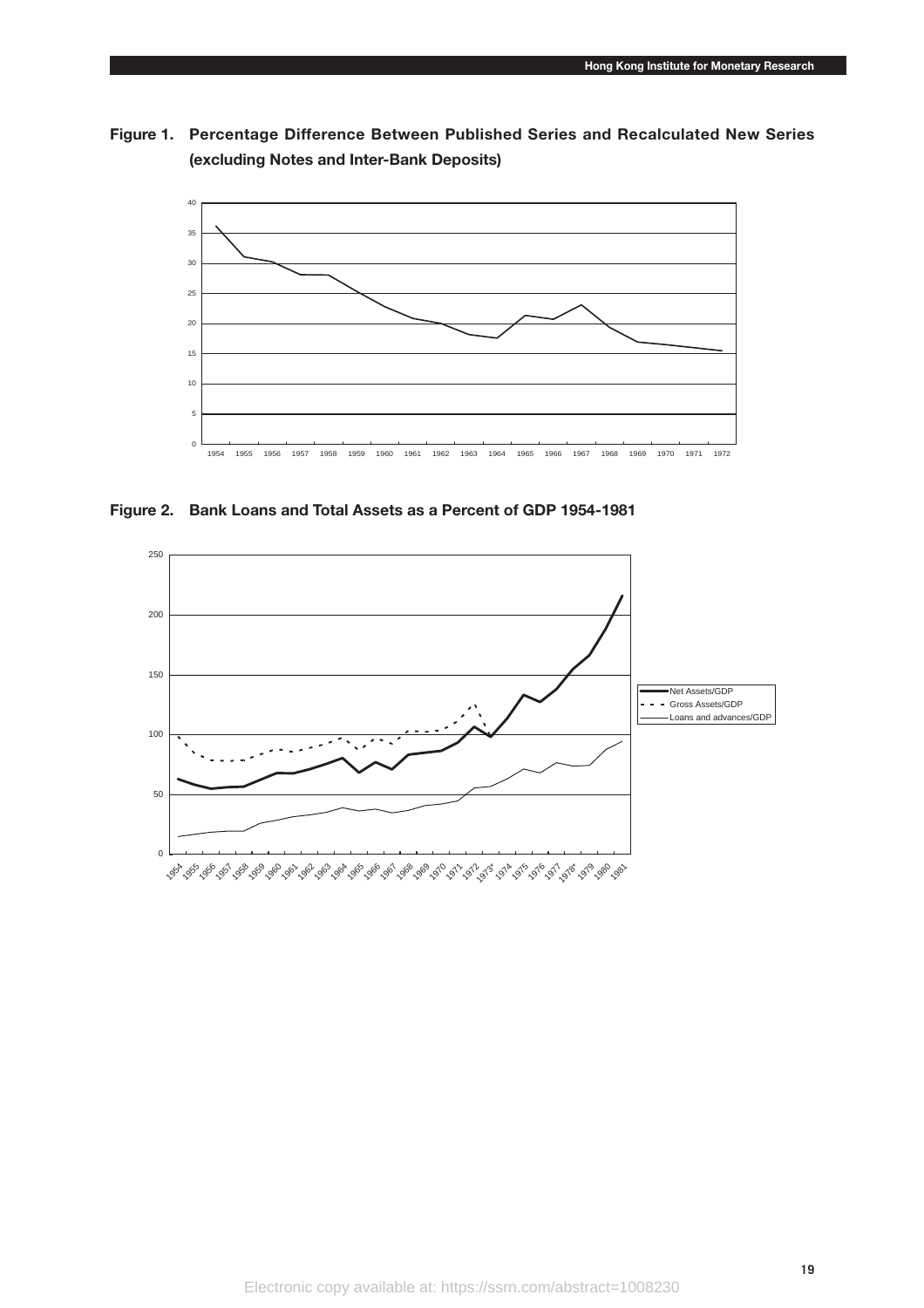**Figure 1. Percentage Difference Between Published Series and Recalculated New Series (excluding Notes and Inter-Bank Deposits)**

**Figure 2. Bank Loans and Total Assets as a Percent of GDP 1954-1981**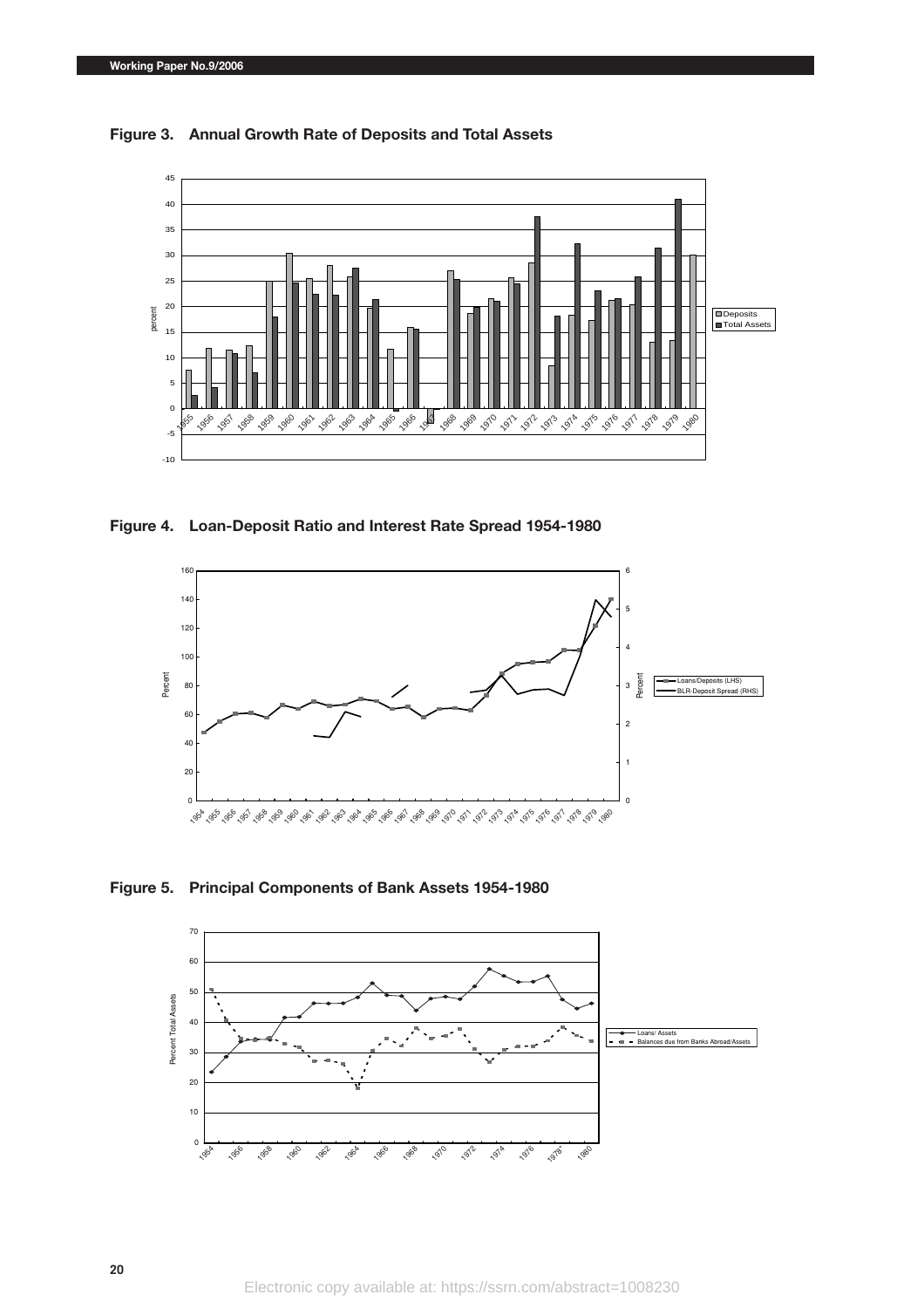**Figure 3. Annual Growth Rate of Deposits and Total Assets**

**Figure 4. Loan-Deposit Ratio and Interest Rate Spread 1954-1980**

**Figure 5. Principal Components of Bank Assets 1954-1980**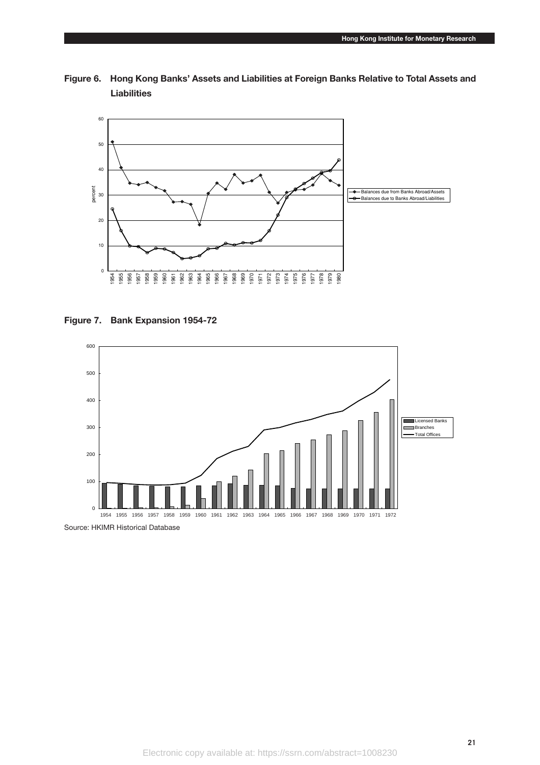**Figure 6. Hong Kong Banks' Assets and Liabilities at Foreign Banks Relative to Total Assets and Liabilities**

**Figure 7. Bank Expansion 1954-72**

Source: HKIMR Historical Database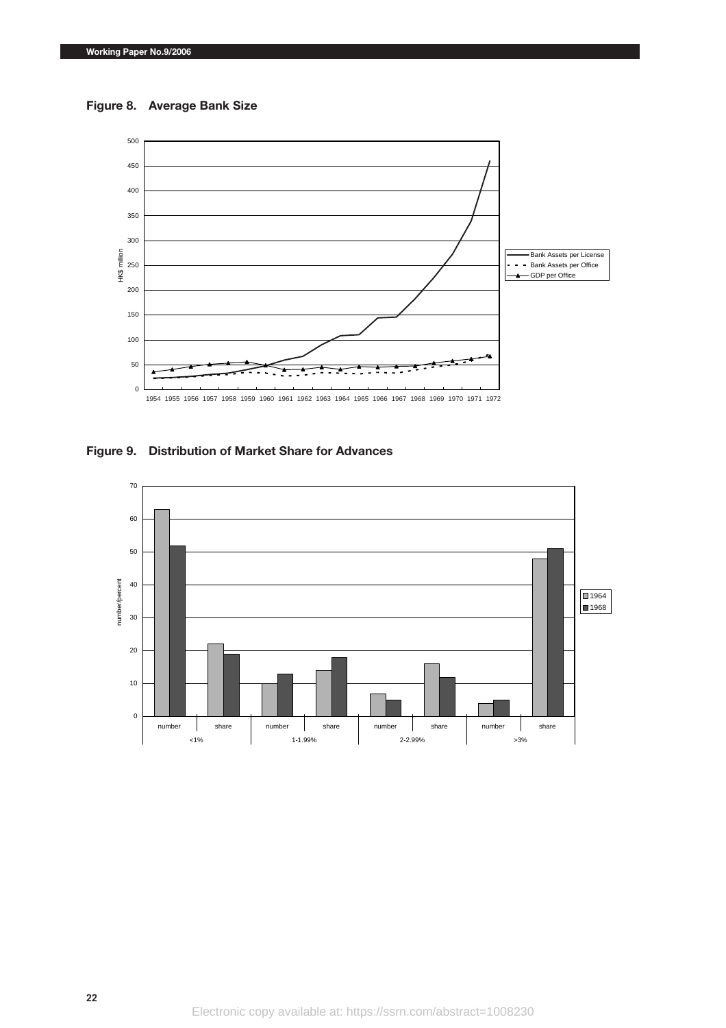**Figure 8. Average Bank Size**

**Figure 9. Distribution of Market Share for Advances**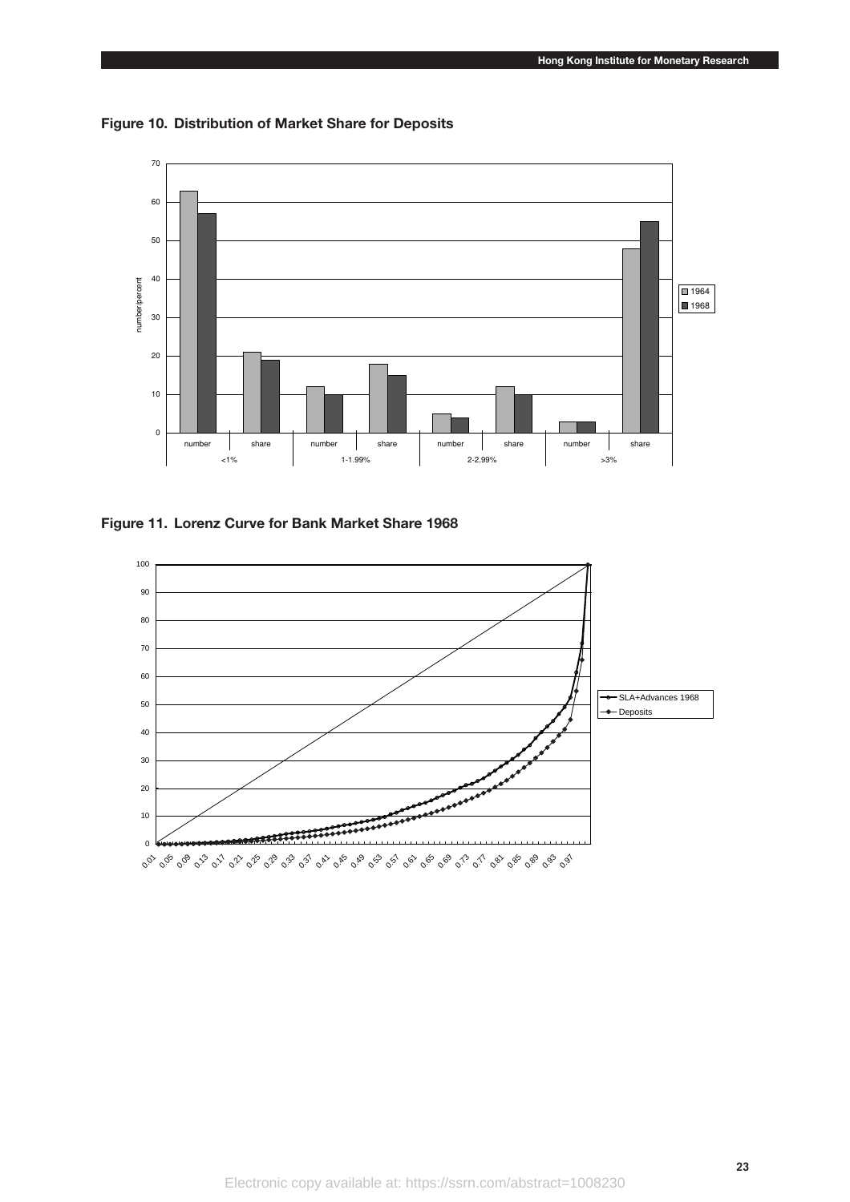**Figure 10. Distribution of Market Share for Deposits**

**Figure 11. Lorenz Curve for Bank Market Share 1968**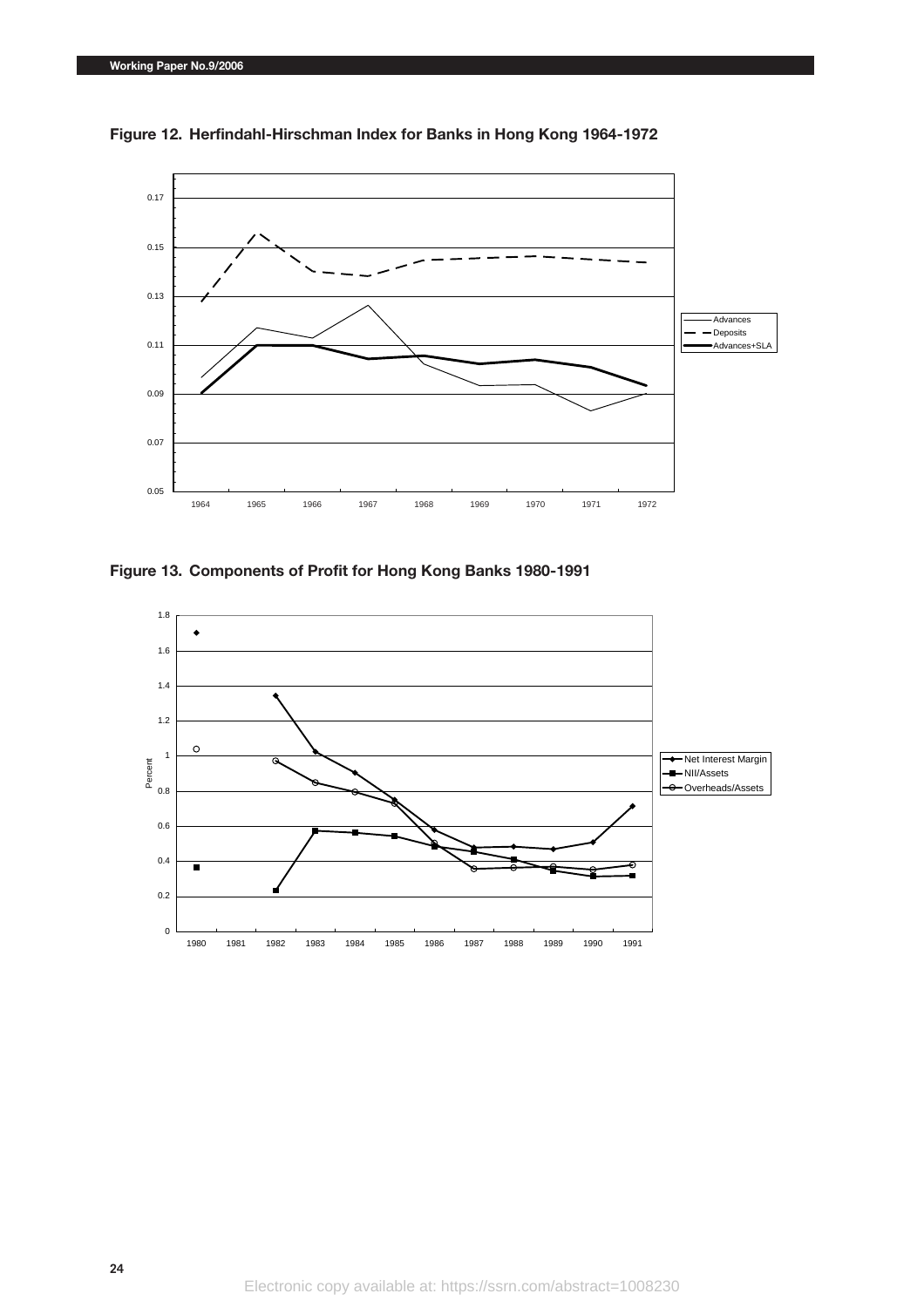**Figure 12. Herfindahl-Hirschman Index for Banks in Hong Kong 1964-1972**

**Figure 13. Components of Profit for Hong Kong Banks 1980-1991**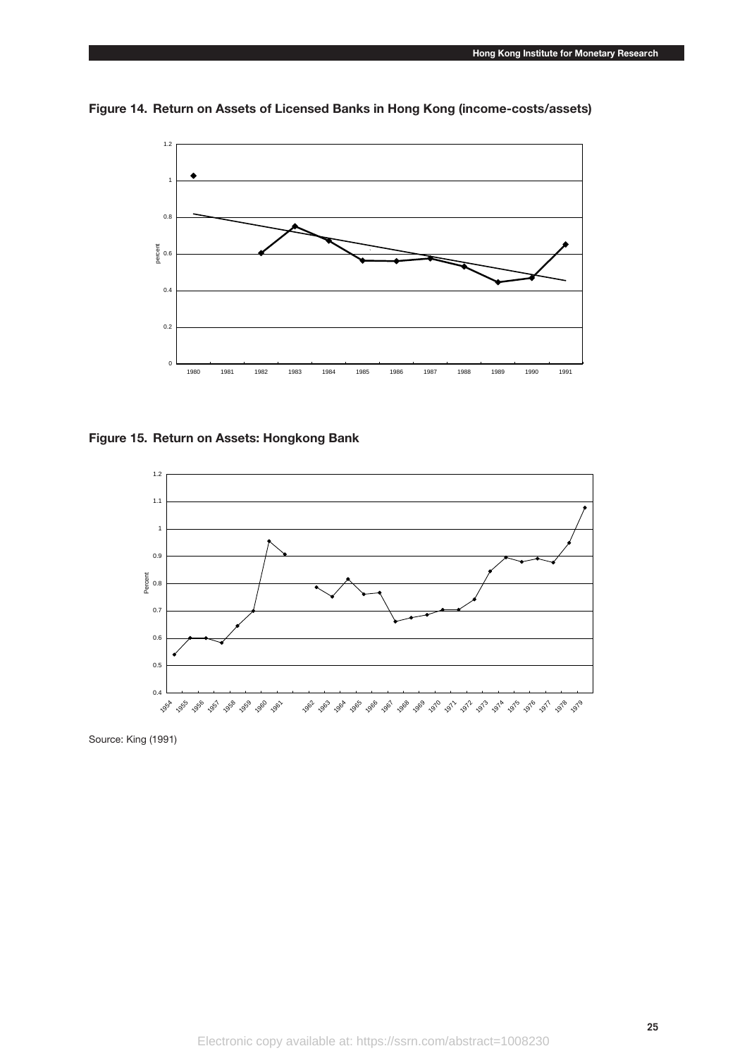**Figure 14. Return on Assets of Licensed Banks in Hong Kong (income-costs/assets)**

**Figure 15. Return on Assets: Hongkong Bank**

Source: King (1991)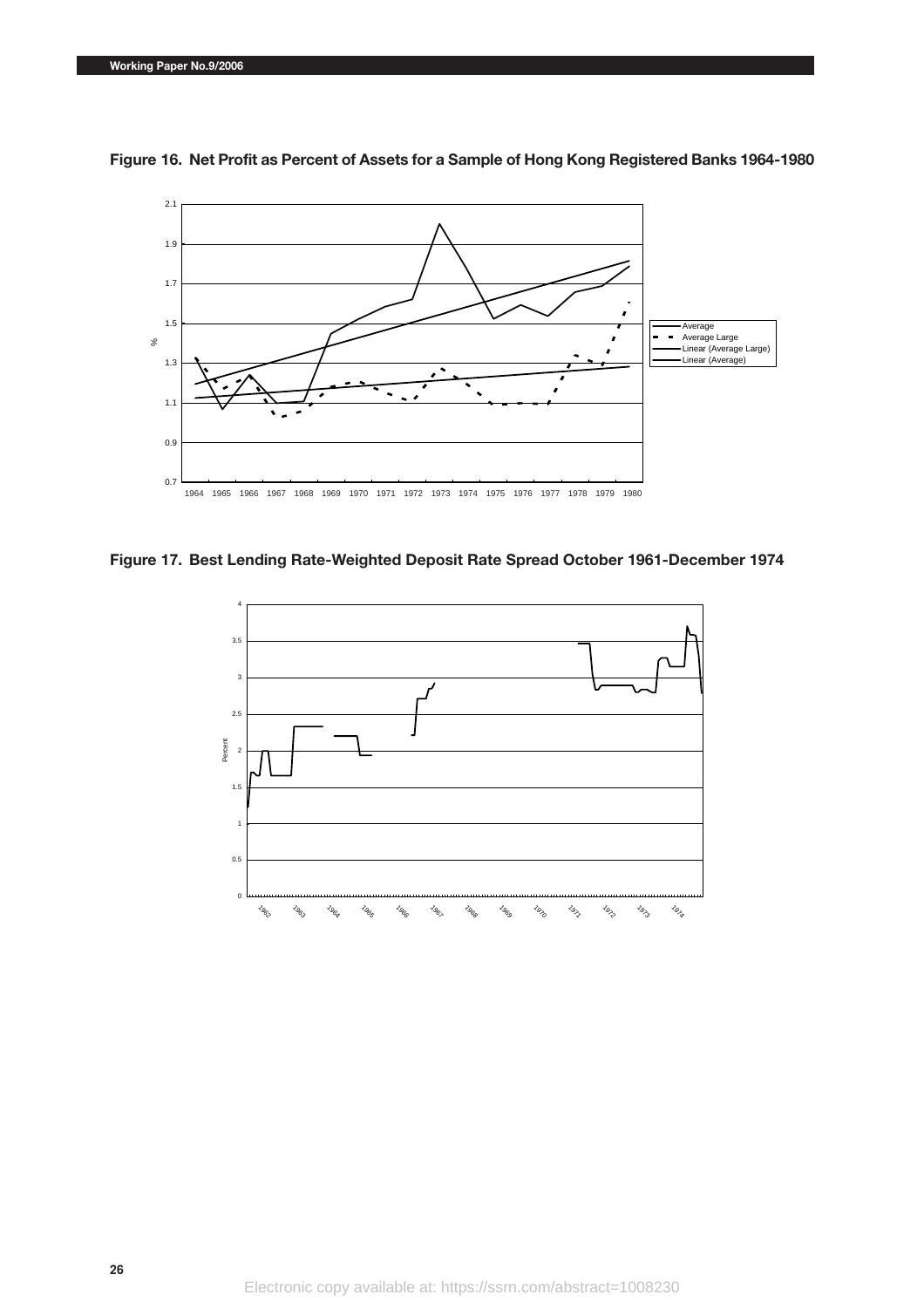**Figure 16. Net Profit as Percent of Assets for a Sample of Hong Kong Registered Banks 1964-1980**

**Figure 17. Best Lending Rate-Weighted Deposit Rate Spread October 1961-December 1974**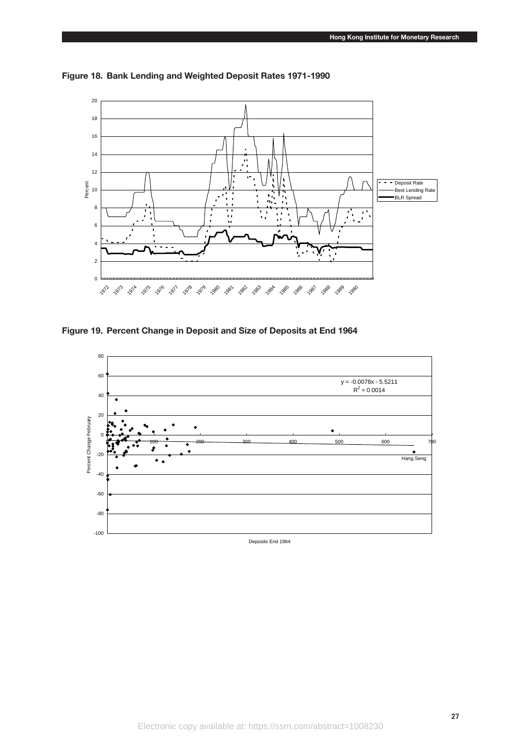**Figure 18. Bank Lending and Weighted Deposit Rates 1971-1990**

Percent

20
18
16
14
12
10
8
6
4
2
0

1972 1973 1974 1975 1976 1977 1978 1979 1980 1981 1982 1983 1984 1985 1986 1987 1988 1989 1990

Deposit Rate
Best Lending Rate
BLR Spread

**Figure 19. Percent Change in Deposit and Size of Deposits at End 1964**

Percent Change February

80
60
40
20
0
-20
-40
-60
-80
-100

100 200 300 400 500 600 700

$y = -0.0078x - 5.5211$
$R^2 = 0.0014$

Hang Seng

Deposits End 1964